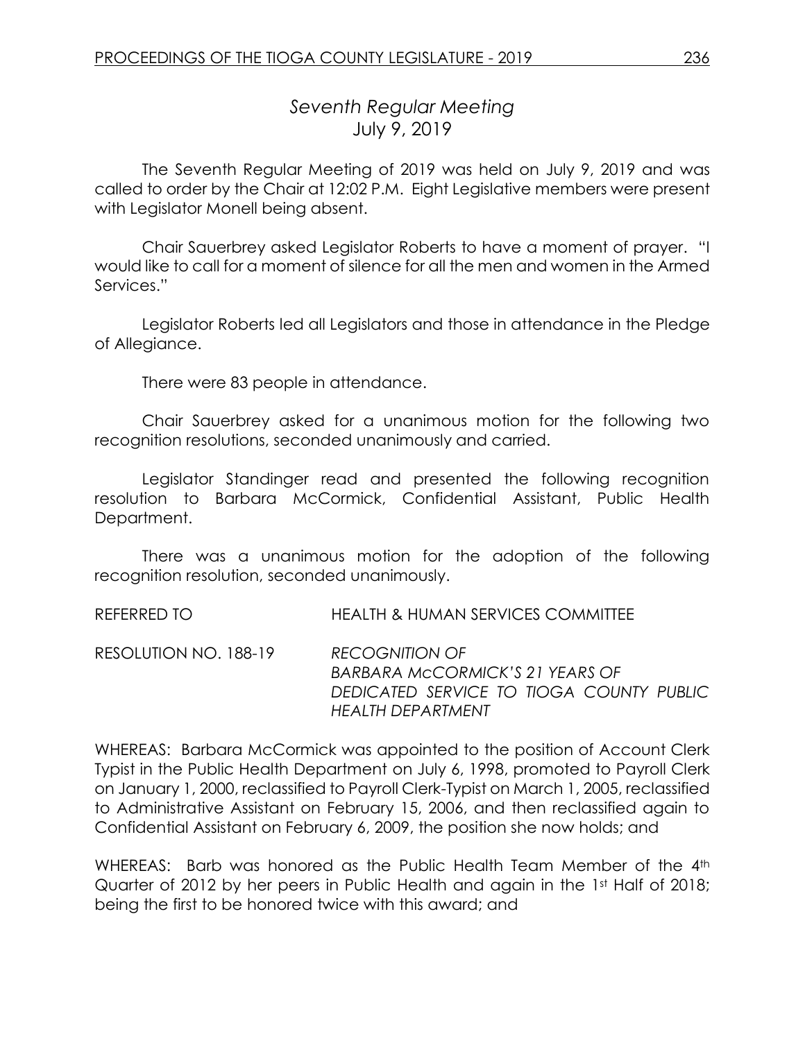## *Seventh Regular Meeting*
## July 9, 2019

The Seventh Regular Meeting of 2019 was held on July 9, 2019 and was called to order by the Chair at 12:02 P.M. Eight Legislative members were present with Legislator Monell being absent.

Chair Sauerbrey asked Legislator Roberts to have a moment of prayer. "I would like to call for a moment of silence for all the men and women in the Armed Services."

Legislator Roberts led all Legislators and those in attendance in the Pledge of Allegiance.

There were 83 people in attendance.

Chair Sauerbrey asked for a unanimous motion for the following two recognition resolutions, seconded unanimously and carried.

Legislator Standinger read and presented the following recognition resolution to Barbara McCormick, Confidential Assistant, Public Health Department.

There was a unanimous motion for the adoption of the following recognition resolution, seconded unanimously.

REFERRED TO HEALTH & HUMAN SERVICES COMMITTEE

RESOLUTION NO. 188-19 *RECOGNITION OF BARBARA McCORMICK'S 21 YEARS OF DEDICATED SERVICE TO TIOGA COUNTY PUBLIC HEALTH DEPARTMENT*

WHEREAS: Barbara McCormick was appointed to the position of Account Clerk Typist in the Public Health Department on July 6, 1998, promoted to Payroll Clerk on January 1, 2000, reclassified to Payroll Clerk-Typist on March 1, 2005, reclassified to Administrative Assistant on February 15, 2006, and then reclassified again to Confidential Assistant on February 6, 2009, the position she now holds; and

WHEREAS: Barb was honored as the Public Health Team Member of the 4th Quarter of 2012 by her peers in Public Health and again in the 1st Half of 2018; being the first to be honored twice with this award; and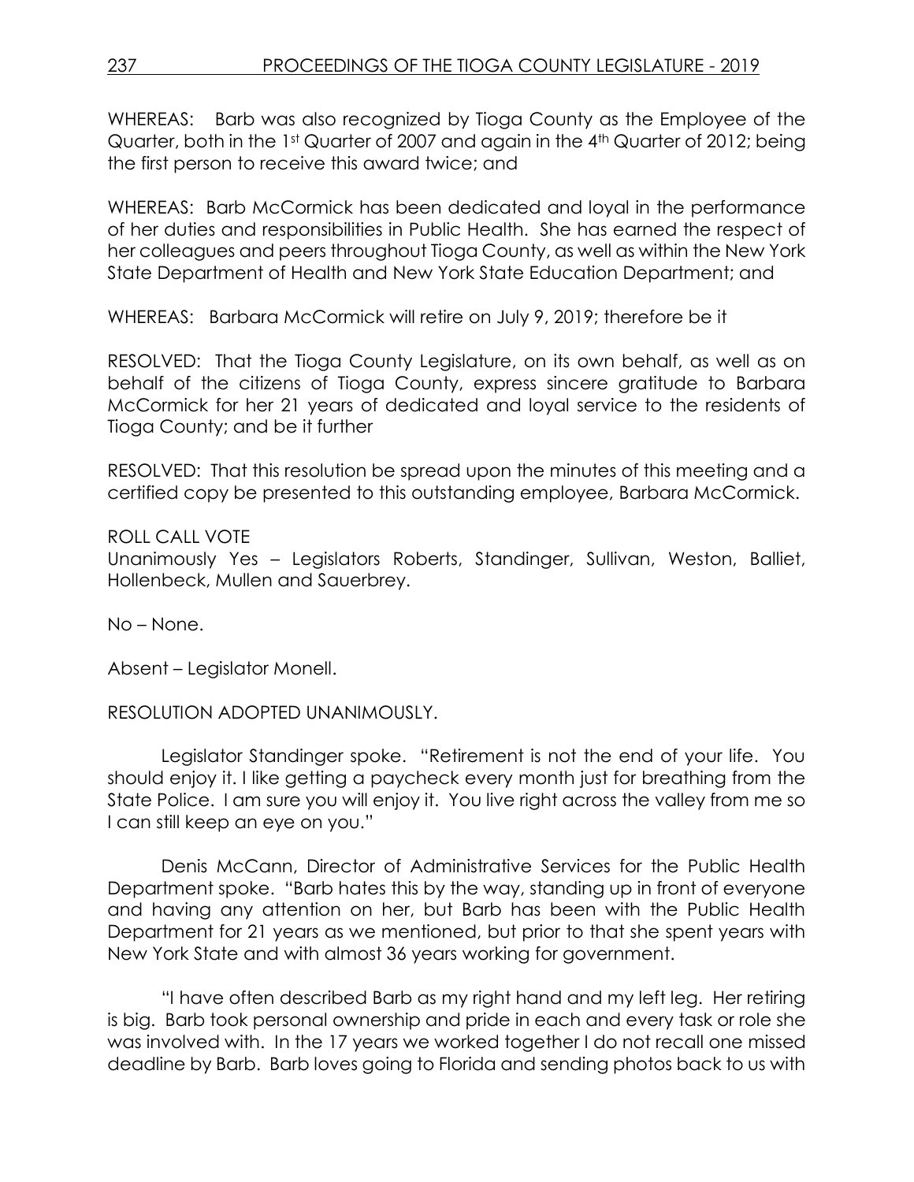WHEREAS: Barb was also recognized by Tioga County as the Employee of the Quarter, both in the 1st Quarter of 2007 and again in the 4th Quarter of 2012; being the first person to receive this award twice; and

WHEREAS: Barb McCormick has been dedicated and loyal in the performance of her duties and responsibilities in Public Health. She has earned the respect of her colleagues and peers throughout Tioga County, as well as within the New York State Department of Health and New York State Education Department; and

WHEREAS: Barbara McCormick will retire on July 9, 2019; therefore be it

RESOLVED: That the Tioga County Legislature, on its own behalf, as well as on behalf of the citizens of Tioga County, express sincere gratitude to Barbara McCormick for her 21 years of dedicated and loyal service to the residents of Tioga County; and be it further

RESOLVED: That this resolution be spread upon the minutes of this meeting and a certified copy be presented to this outstanding employee, Barbara McCormick.

ROLL CALL VOTE
Unanimously Yes – Legislators Roberts, Standinger, Sullivan, Weston, Balliet, Hollenbeck, Mullen and Sauerbrey.

No – None.

Absent – Legislator Monell.

RESOLUTION ADOPTED UNANIMOUSLY.

Legislator Standinger spoke. "Retirement is not the end of your life. You should enjoy it. I like getting a paycheck every month just for breathing from the State Police. I am sure you will enjoy it. You live right across the valley from me so I can still keep an eye on you."

Denis McCann, Director of Administrative Services for the Public Health Department spoke. "Barb hates this by the way, standing up in front of everyone and having any attention on her, but Barb has been with the Public Health Department for 21 years as we mentioned, but prior to that she spent years with New York State and with almost 36 years working for government.

"I have often described Barb as my right hand and my left leg. Her retiring is big. Barb took personal ownership and pride in each and every task or role she was involved with. In the 17 years we worked together I do not recall one missed deadline by Barb. Barb loves going to Florida and sending photos back to us with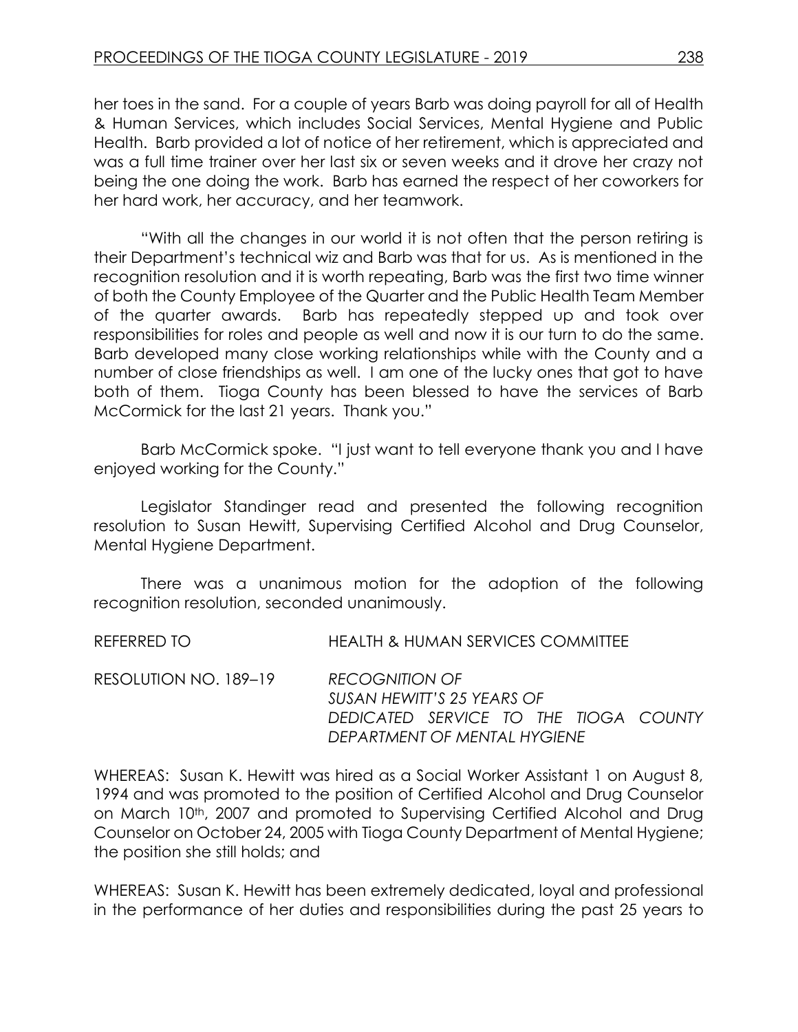her toes in the sand. For a couple of years Barb was doing payroll for all of Health & Human Services, which includes Social Services, Mental Hygiene and Public Health. Barb provided a lot of notice of her retirement, which is appreciated and was a full time trainer over her last six or seven weeks and it drove her crazy not being the one doing the work. Barb has earned the respect of her coworkers for her hard work, her accuracy, and her teamwork.

"With all the changes in our world it is not often that the person retiring is their Department's technical wiz and Barb was that for us. As is mentioned in the recognition resolution and it is worth repeating, Barb was the first two time winner of both the County Employee of the Quarter and the Public Health Team Member of the quarter awards. Barb has repeatedly stepped up and took over responsibilities for roles and people as well and now it is our turn to do the same. Barb developed many close working relationships while with the County and a number of close friendships as well. I am one of the lucky ones that got to have both of them. Tioga County has been blessed to have the services of Barb McCormick for the last 21 years. Thank you."

Barb McCormick spoke. "I just want to tell everyone thank you and I have enjoyed working for the County."

Legislator Standinger read and presented the following recognition resolution to Susan Hewitt, Supervising Certified Alcohol and Drug Counselor, Mental Hygiene Department.

There was a unanimous motion for the adoption of the following recognition resolution, seconded unanimously.

REFERRED TO HEALTH & HUMAN SERVICES COMMITTEE

RESOLUTION NO. 189–19 *RECOGNITION OF SUSAN HEWITT'S 25 YEARS OF DEDICATED SERVICE TO THE TIOGA COUNTY DEPARTMENT OF MENTAL HYGIENE*

WHEREAS: Susan K. Hewitt was hired as a Social Worker Assistant 1 on August 8, 1994 and was promoted to the position of Certified Alcohol and Drug Counselor on March 10th, 2007 and promoted to Supervising Certified Alcohol and Drug Counselor on October 24, 2005 with Tioga County Department of Mental Hygiene; the position she still holds; and

WHEREAS: Susan K. Hewitt has been extremely dedicated, loyal and professional in the performance of her duties and responsibilities during the past 25 years to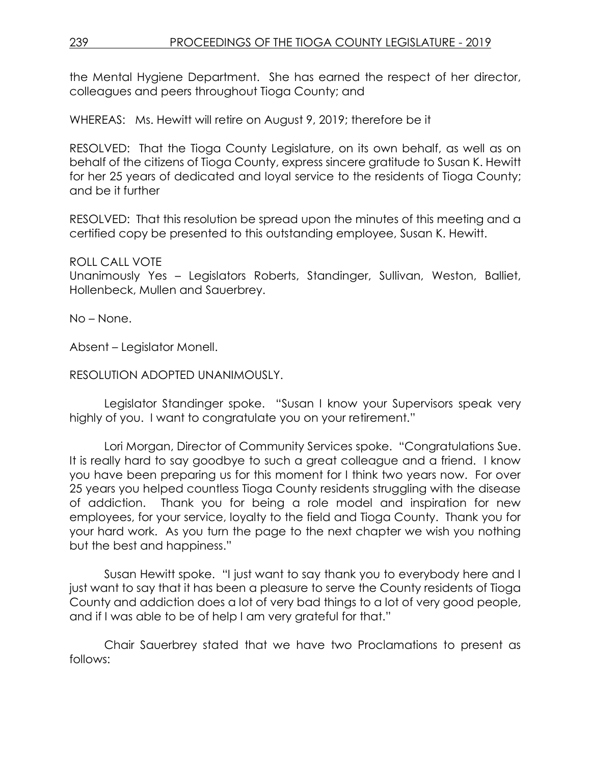the Mental Hygiene Department. She has earned the respect of her director, colleagues and peers throughout Tioga County; and

WHEREAS: Ms. Hewitt will retire on August 9, 2019; therefore be it

RESOLVED: That the Tioga County Legislature, on its own behalf, as well as on behalf of the citizens of Tioga County, express sincere gratitude to Susan K. Hewitt for her 25 years of dedicated and loyal service to the residents of Tioga County; and be it further

RESOLVED: That this resolution be spread upon the minutes of this meeting and a certified copy be presented to this outstanding employee, Susan K. Hewitt.

ROLL CALL VOTE
Unanimously Yes – Legislators Roberts, Standinger, Sullivan, Weston, Balliet, Hollenbeck, Mullen and Sauerbrey.

No – None.

Absent – Legislator Monell.

RESOLUTION ADOPTED UNANIMOUSLY.

Legislator Standinger spoke. "Susan I know your Supervisors speak very highly of you. I want to congratulate you on your retirement."

Lori Morgan, Director of Community Services spoke. "Congratulations Sue. It is really hard to say goodbye to such a great colleague and a friend. I know you have been preparing us for this moment for I think two years now. For over 25 years you helped countless Tioga County residents struggling with the disease of addiction. Thank you for being a role model and inspiration for new employees, for your service, loyalty to the field and Tioga County. Thank you for your hard work. As you turn the page to the next chapter we wish you nothing but the best and happiness."

Susan Hewitt spoke. "I just want to say thank you to everybody here and I just want to say that it has been a pleasure to serve the County residents of Tioga County and addiction does a lot of very bad things to a lot of very good people, and if I was able to be of help I am very grateful for that."

Chair Sauerbrey stated that we have two Proclamations to present as follows: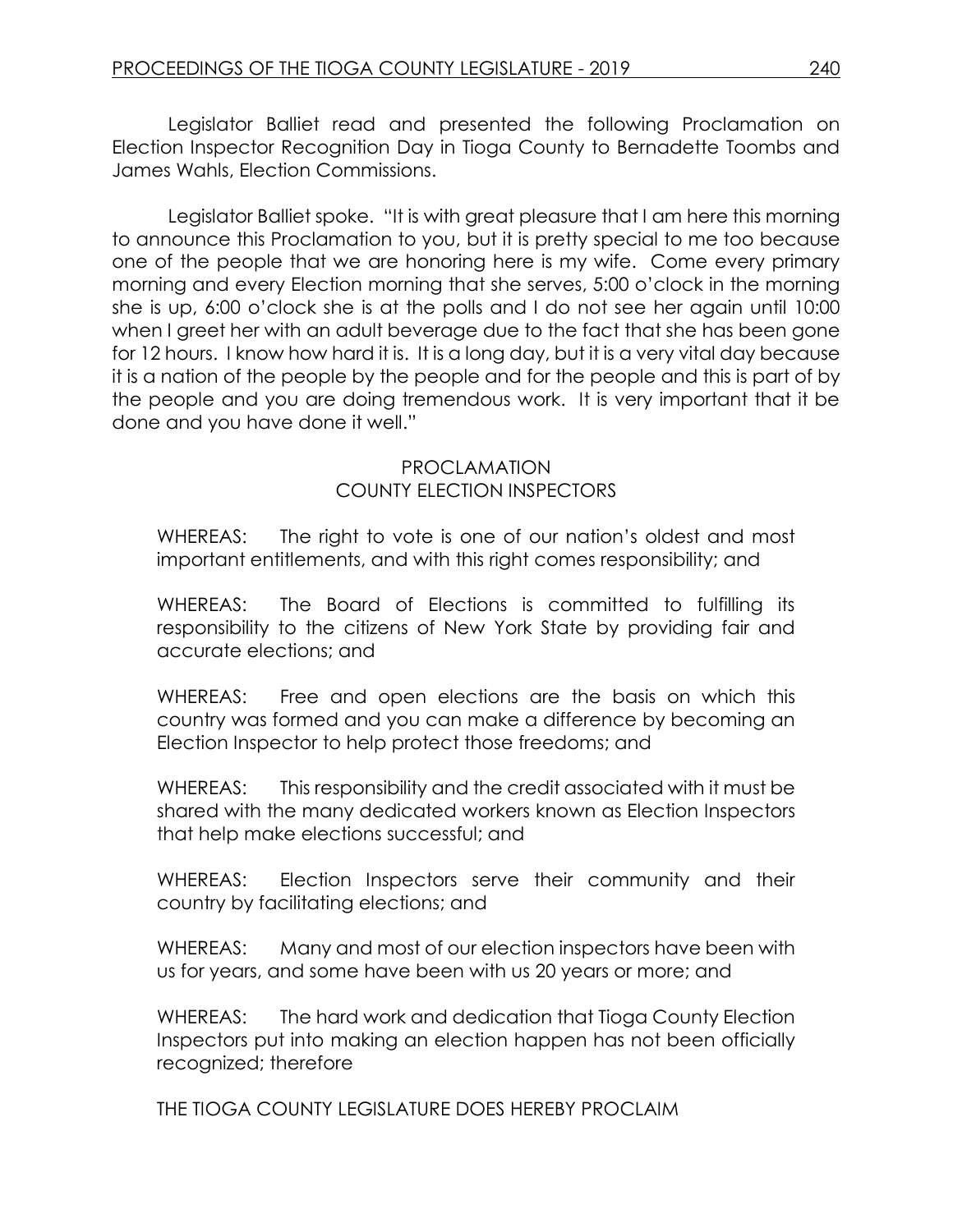Legislator Balliet read and presented the following Proclamation on Election Inspector Recognition Day in Tioga County to Bernadette Toombs and James Wahls, Election Commissions.

Legislator Balliet spoke. "It is with great pleasure that I am here this morning to announce this Proclamation to you, but it is pretty special to me too because one of the people that we are honoring here is my wife. Come every primary morning and every Election morning that she serves, 5:00 o'clock in the morning she is up, 6:00 o'clock she is at the polls and I do not see her again until 10:00 when I greet her with an adult beverage due to the fact that she has been gone for 12 hours. I know how hard it is. It is a long day, but it is a very vital day because it is a nation of the people by the people and for the people and this is part of by the people and you are doing tremendous work. It is very important that it be done and you have done it well."

PROCLAMATION
COUNTY ELECTION INSPECTORS

WHEREAS: The right to vote is one of our nation's oldest and most important entitlements, and with this right comes responsibility; and

WHEREAS: The Board of Elections is committed to fulfilling its responsibility to the citizens of New York State by providing fair and accurate elections; and

WHEREAS: Free and open elections are the basis on which this country was formed and you can make a difference by becoming an Election Inspector to help protect those freedoms; and

WHEREAS: This responsibility and the credit associated with it must be shared with the many dedicated workers known as Election Inspectors that help make elections successful; and

WHEREAS: Election Inspectors serve their community and their country by facilitating elections; and

WHEREAS: Many and most of our election inspectors have been with us for years, and some have been with us 20 years or more; and

WHEREAS: The hard work and dedication that Tioga County Election Inspectors put into making an election happen has not been officially recognized; therefore

THE TIOGA COUNTY LEGISLATURE DOES HEREBY PROCLAIM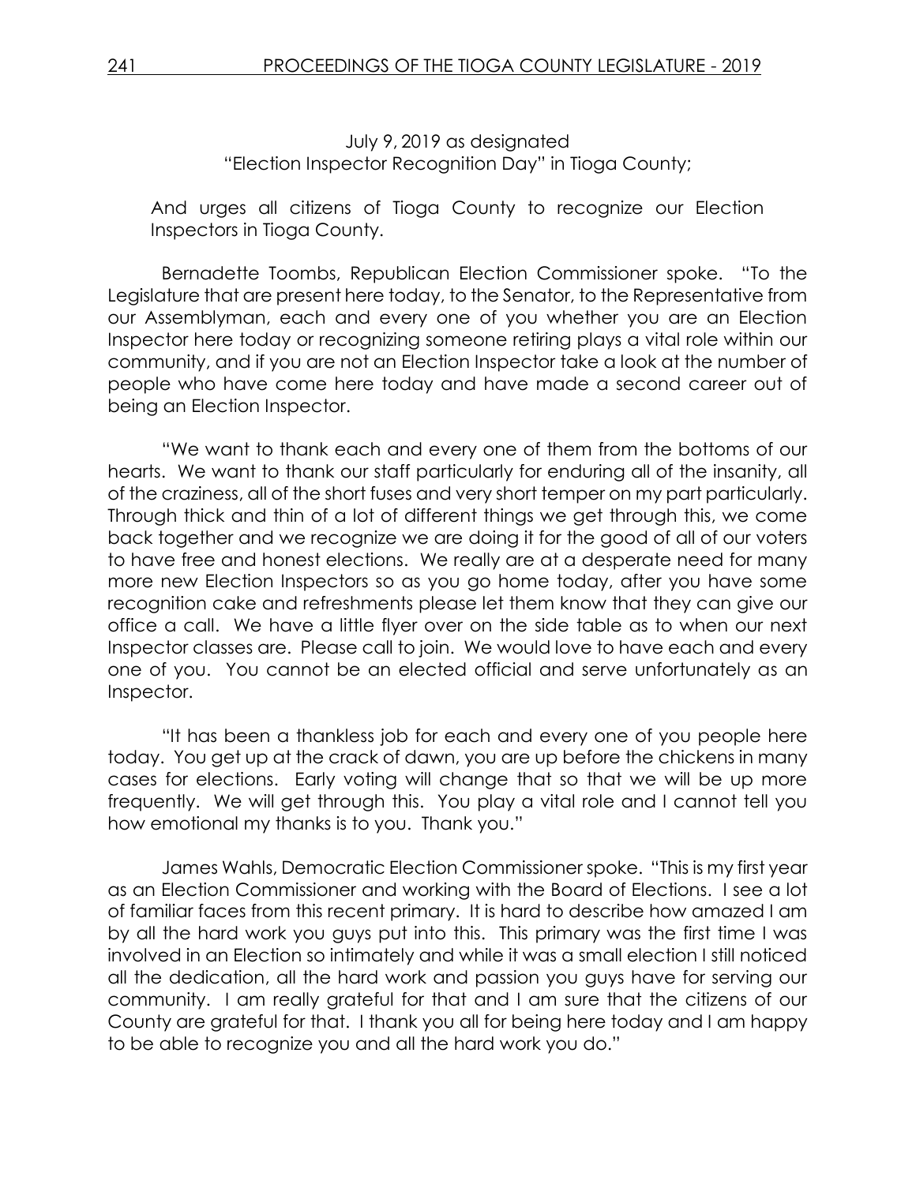July 9, 2019 as designated
"Election Inspector Recognition Day" in Tioga County;

And urges all citizens of Tioga County to recognize our Election Inspectors in Tioga County.

Bernadette Toombs, Republican Election Commissioner spoke. "To the Legislature that are present here today, to the Senator, to the Representative from our Assemblyman, each and every one of you whether you are an Election Inspector here today or recognizing someone retiring plays a vital role within our community, and if you are not an Election Inspector take a look at the number of people who have come here today and have made a second career out of being an Election Inspector.

"We want to thank each and every one of them from the bottoms of our hearts. We want to thank our staff particularly for enduring all of the insanity, all of the craziness, all of the short fuses and very short temper on my part particularly. Through thick and thin of a lot of different things we get through this, we come back together and we recognize we are doing it for the good of all of our voters to have free and honest elections. We really are at a desperate need for many more new Election Inspectors so as you go home today, after you have some recognition cake and refreshments please let them know that they can give our office a call. We have a little flyer over on the side table as to when our next Inspector classes are. Please call to join. We would love to have each and every one of you. You cannot be an elected official and serve unfortunately as an Inspector.

"It has been a thankless job for each and every one of you people here today. You get up at the crack of dawn, you are up before the chickens in many cases for elections. Early voting will change that so that we will be up more frequently. We will get through this. You play a vital role and I cannot tell you how emotional my thanks is to you. Thank you."

James Wahls, Democratic Election Commissioner spoke. "This is my first year as an Election Commissioner and working with the Board of Elections. I see a lot of familiar faces from this recent primary. It is hard to describe how amazed I am by all the hard work you guys put into this. This primary was the first time I was involved in an Election so intimately and while it was a small election I still noticed all the dedication, all the hard work and passion you guys have for serving our community. I am really grateful for that and I am sure that the citizens of our County are grateful for that. I thank you all for being here today and I am happy to be able to recognize you and all the hard work you do."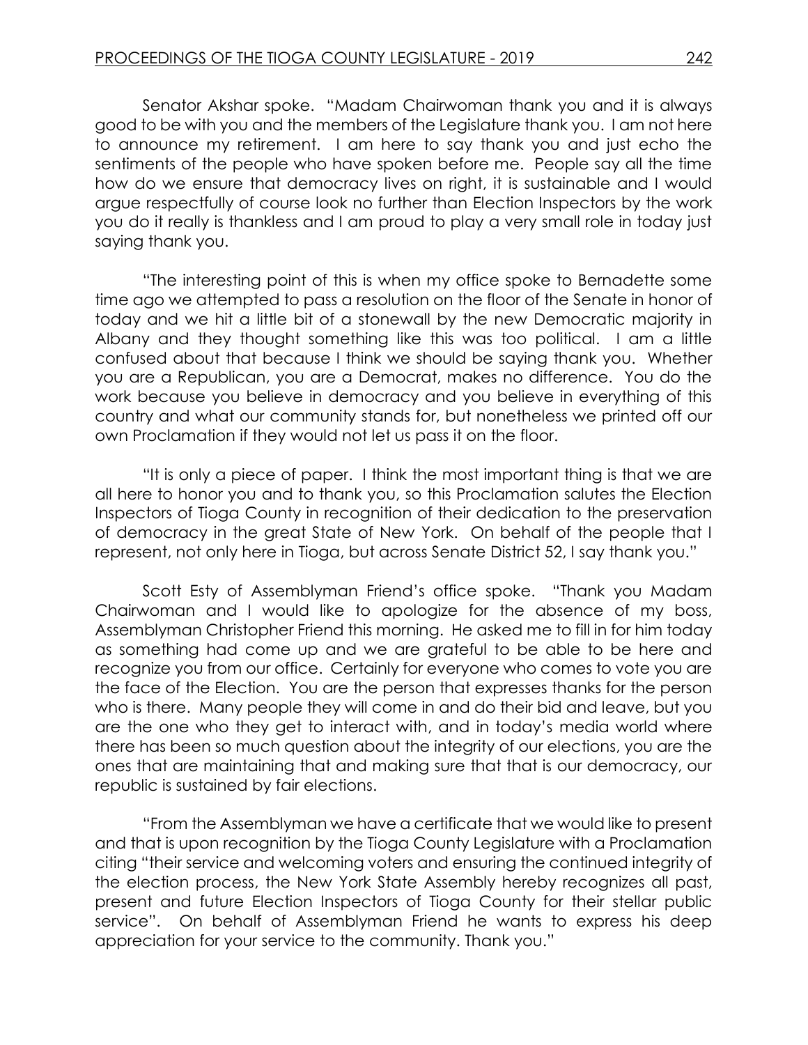Senator Akshar spoke. "Madam Chairwoman thank you and it is always good to be with you and the members of the Legislature thank you. I am not here to announce my retirement. I am here to say thank you and just echo the sentiments of the people who have spoken before me. People say all the time how do we ensure that democracy lives on right, it is sustainable and I would argue respectfully of course look no further than Election Inspectors by the work you do it really is thankless and I am proud to play a very small role in today just saying thank you.

"The interesting point of this is when my office spoke to Bernadette some time ago we attempted to pass a resolution on the floor of the Senate in honor of today and we hit a little bit of a stonewall by the new Democratic majority in Albany and they thought something like this was too political. I am a little confused about that because I think we should be saying thank you. Whether you are a Republican, you are a Democrat, makes no difference. You do the work because you believe in democracy and you believe in everything of this country and what our community stands for, but nonetheless we printed off our own Proclamation if they would not let us pass it on the floor.

"It is only a piece of paper. I think the most important thing is that we are all here to honor you and to thank you, so this Proclamation salutes the Election Inspectors of Tioga County in recognition of their dedication to the preservation of democracy in the great State of New York. On behalf of the people that I represent, not only here in Tioga, but across Senate District 52, I say thank you."

Scott Esty of Assemblyman Friend's office spoke. "Thank you Madam Chairwoman and I would like to apologize for the absence of my boss, Assemblyman Christopher Friend this morning. He asked me to fill in for him today as something had come up and we are grateful to be able to be here and recognize you from our office. Certainly for everyone who comes to vote you are the face of the Election. You are the person that expresses thanks for the person who is there. Many people they will come in and do their bid and leave, but you are the one who they get to interact with, and in today's media world where there has been so much question about the integrity of our elections, you are the ones that are maintaining that and making sure that that is our democracy, our republic is sustained by fair elections.

"From the Assemblyman we have a certificate that we would like to present and that is upon recognition by the Tioga County Legislature with a Proclamation citing "their service and welcoming voters and ensuring the continued integrity of the election process, the New York State Assembly hereby recognizes all past, present and future Election Inspectors of Tioga County for their stellar public service". On behalf of Assemblyman Friend he wants to express his deep appreciation for your service to the community. Thank you."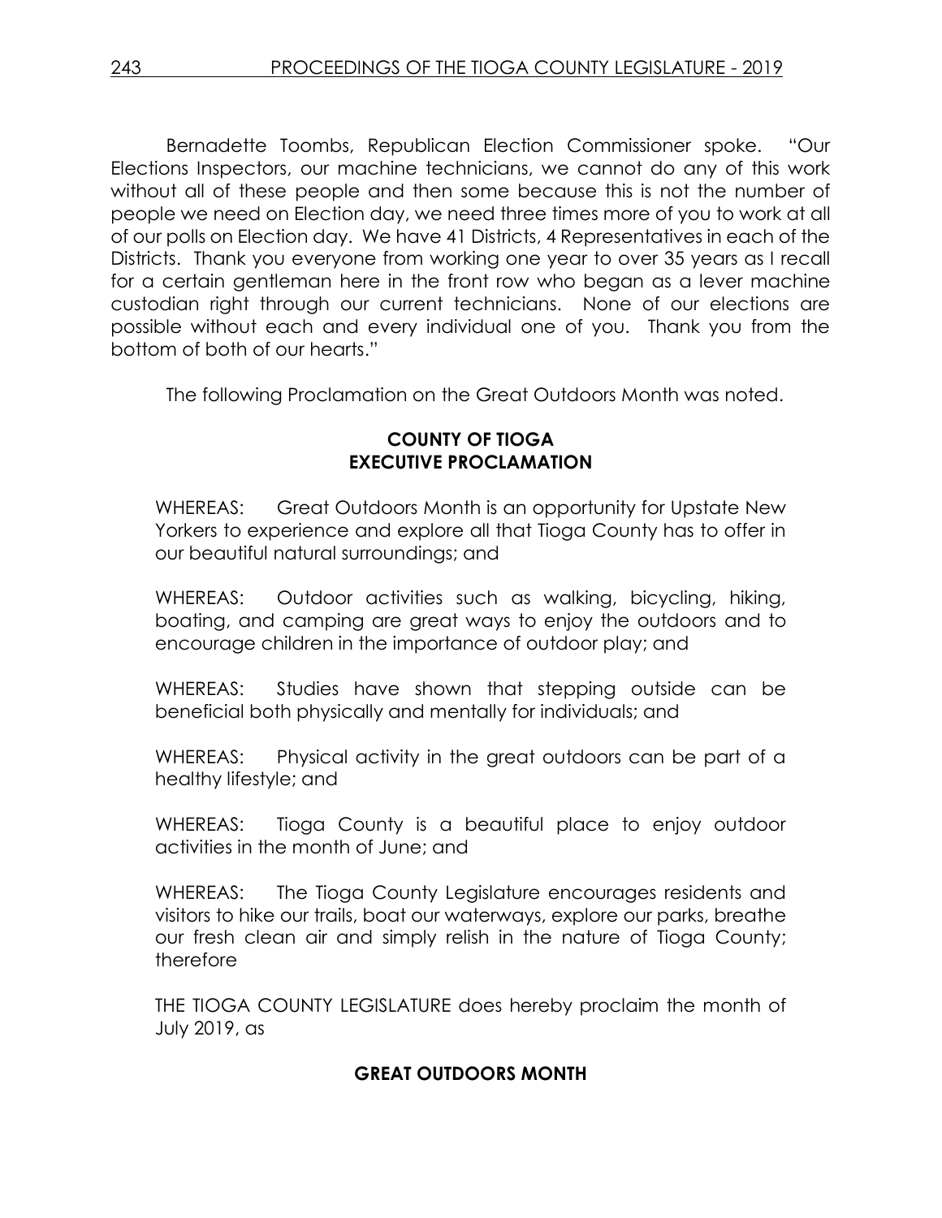Bernadette Toombs, Republican Election Commissioner spoke. "Our Elections Inspectors, our machine technicians, we cannot do any of this work without all of these people and then some because this is not the number of people we need on Election day, we need three times more of you to work at all of our polls on Election day. We have 41 Districts, 4 Representatives in each of the Districts. Thank you everyone from working one year to over 35 years as I recall for a certain gentleman here in the front row who began as a lever machine custodian right through our current technicians. None of our elections are possible without each and every individual one of you. Thank you from the bottom of both of our hearts."

The following Proclamation on the Great Outdoors Month was noted.

**COUNTY OF TIOGA**
**EXECUTIVE PROCLAMATION**

WHEREAS: Great Outdoors Month is an opportunity for Upstate New Yorkers to experience and explore all that Tioga County has to offer in our beautiful natural surroundings; and

WHEREAS: Outdoor activities such as walking, bicycling, hiking, boating, and camping are great ways to enjoy the outdoors and to encourage children in the importance of outdoor play; and

WHEREAS: Studies have shown that stepping outside can be beneficial both physically and mentally for individuals; and

WHEREAS: Physical activity in the great outdoors can be part of a healthy lifestyle; and

WHEREAS: Tioga County is a beautiful place to enjoy outdoor activities in the month of June; and

WHEREAS: The Tioga County Legislature encourages residents and visitors to hike our trails, boat our waterways, explore our parks, breathe our fresh clean air and simply relish in the nature of Tioga County; therefore

THE TIOGA COUNTY LEGISLATURE does hereby proclaim the month of July 2019, as

**GREAT OUTDOORS MONTH**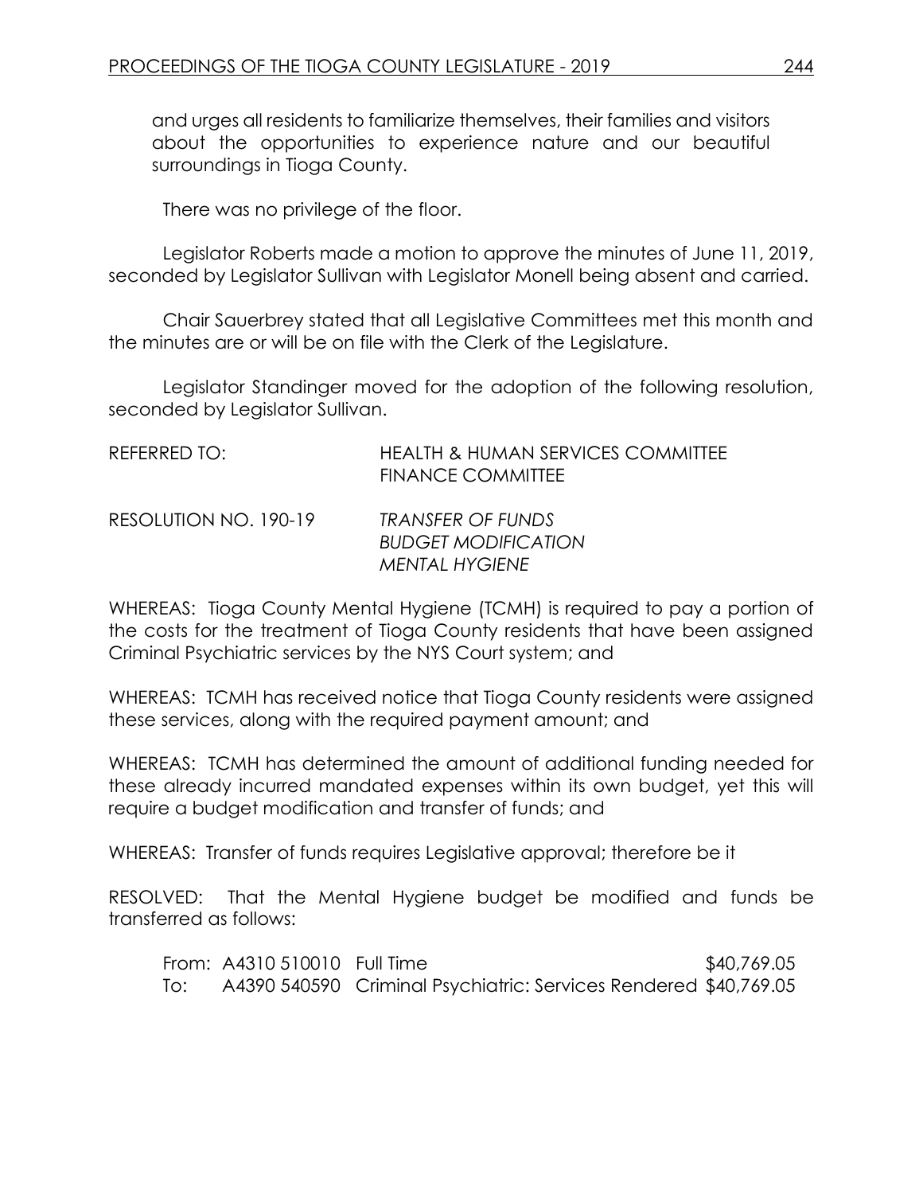and urges all residents to familiarize themselves, their families and visitors about the opportunities to experience nature and our beautiful surroundings in Tioga County.

There was no privilege of the floor.

Legislator Roberts made a motion to approve the minutes of June 11, 2019, seconded by Legislator Sullivan with Legislator Monell being absent and carried.

Chair Sauerbrey stated that all Legislative Committees met this month and the minutes are or will be on file with the Clerk of the Legislature.

Legislator Standinger moved for the adoption of the following resolution, seconded by Legislator Sullivan.

REFERRED TO: HEALTH & HUMAN SERVICES COMMITTEE
FINANCE COMMITTEE

RESOLUTION NO. 190-19 *TRANSFER OF FUNDS*
*BUDGET MODIFICATION*
*MENTAL HYGIENE*

WHEREAS: Tioga County Mental Hygiene (TCMH) is required to pay a portion of the costs for the treatment of Tioga County residents that have been assigned Criminal Psychiatric services by the NYS Court system; and

WHEREAS: TCMH has received notice that Tioga County residents were assigned these services, along with the required payment amount; and

WHEREAS: TCMH has determined the amount of additional funding needed for these already incurred mandated expenses within its own budget, yet this will require a budget modification and transfer of funds; and

WHEREAS: Transfer of funds requires Legislative approval; therefore be it

RESOLVED: That the Mental Hygiene budget be modified and funds be transferred as follows:

| | | | |
|---|---|---|---|
| From: | A4310 510010 | Full Time | $40,769.05 |
| To: | A4390 540590 | Criminal Psychiatric: Services Rendered | $40,769.05 |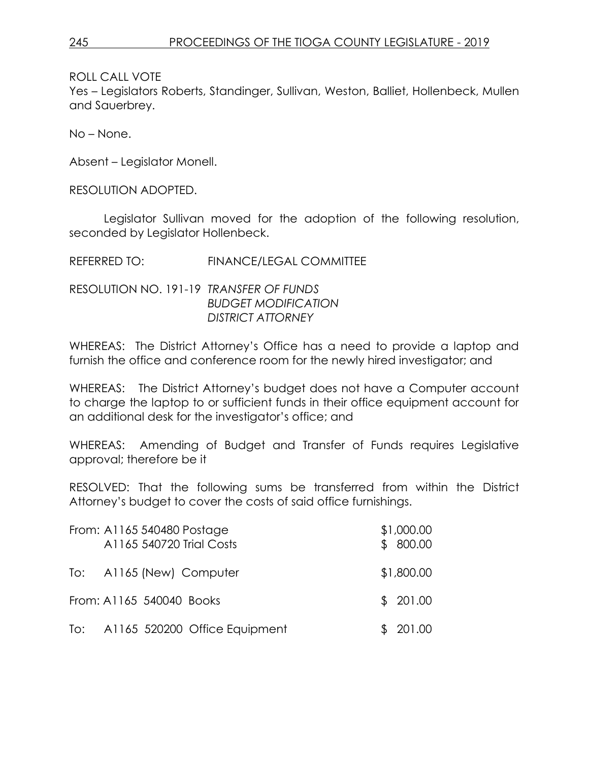ROLL CALL VOTE
Yes – Legislators Roberts, Standinger, Sullivan, Weston, Balliet, Hollenbeck, Mullen and Sauerbrey.

No – None.

Absent – Legislator Monell.

RESOLUTION ADOPTED.

Legislator Sullivan moved for the adoption of the following resolution, seconded by Legislator Hollenbeck.

REFERRED TO: FINANCE/LEGAL COMMITTEE

RESOLUTION NO. 191-19 *TRANSFER OF FUNDS*
*BUDGET MODIFICATION*
*DISTRICT ATTORNEY*

WHEREAS: The District Attorney's Office has a need to provide a laptop and furnish the office and conference room for the newly hired investigator; and

WHEREAS: The District Attorney's budget does not have a Computer account to charge the laptop to or sufficient funds in their office equipment account for an additional desk for the investigator's office; and

WHEREAS: Amending of Budget and Transfer of Funds requires Legislative approval; therefore be it

RESOLVED: That the following sums be transferred from within the District Attorney's budget to cover the costs of said office furnishings.

| | | |
|---|---|---|
| From: | A1165 540480 Postage | $1,000.00 |
| | A1165 540720 Trial Costs | $ 800.00 |
| To: | A1165 (New) Computer | $1,800.00 |
| From: | A1165 540040 Books | $ 201.00 |
| To: | A1165 520200 Office Equipment | $ 201.00 |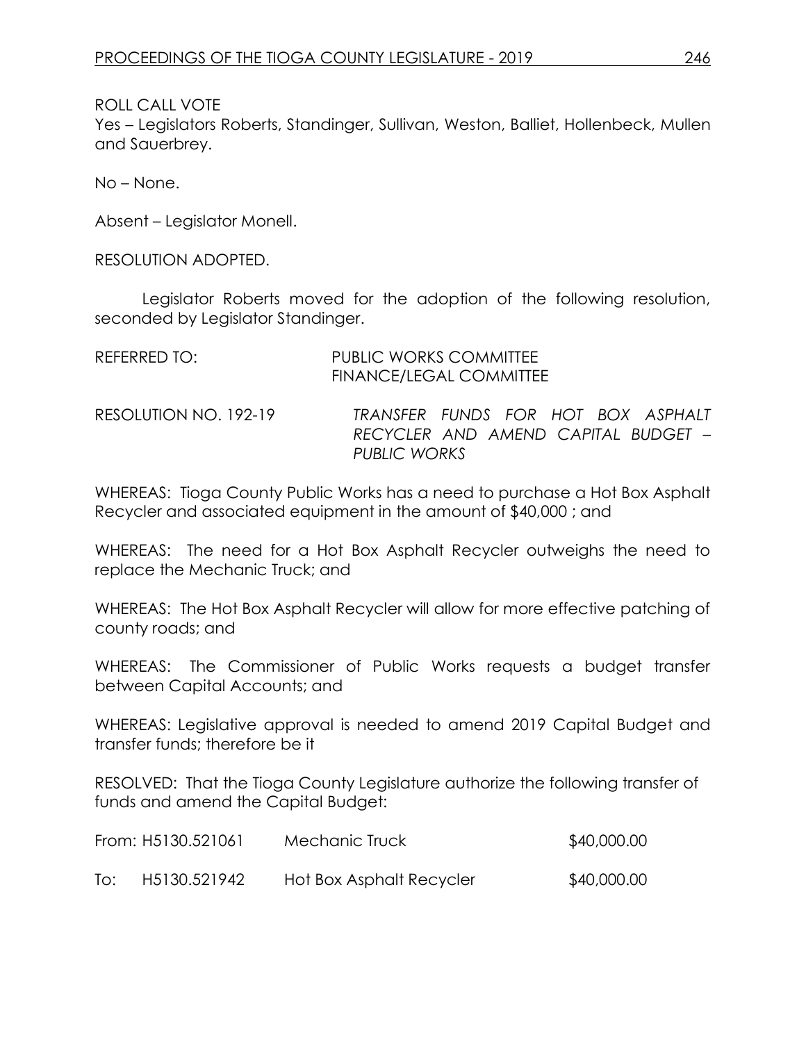ROLL CALL VOTE
Yes – Legislators Roberts, Standinger, Sullivan, Weston, Balliet, Hollenbeck, Mullen and Sauerbrey.

No – None.

Absent – Legislator Monell.

RESOLUTION ADOPTED.

Legislator Roberts moved for the adoption of the following resolution, seconded by Legislator Standinger.

REFERRED TO: PUBLIC WORKS COMMITTEE
FINANCE/LEGAL COMMITTEE

RESOLUTION NO. 192-19 *TRANSFER FUNDS FOR HOT BOX ASPHALT RECYCLER AND AMEND CAPITAL BUDGET – PUBLIC WORKS*

WHEREAS: Tioga County Public Works has a need to purchase a Hot Box Asphalt Recycler and associated equipment in the amount of $40,000 ; and

WHEREAS: The need for a Hot Box Asphalt Recycler outweighs the need to replace the Mechanic Truck; and

WHEREAS: The Hot Box Asphalt Recycler will allow for more effective patching of county roads; and

WHEREAS: The Commissioner of Public Works requests a budget transfer between Capital Accounts; and

WHEREAS: Legislative approval is needed to amend 2019 Capital Budget and transfer funds; therefore be it

RESOLVED: That the Tioga County Legislature authorize the following transfer of funds and amend the Capital Budget:

| | | | |
|---|---|---|---|
| From: | H5130.521061 | Mechanic Truck | $40,000.00 |
| To: | H5130.521942 | Hot Box Asphalt Recycler | $40,000.00 |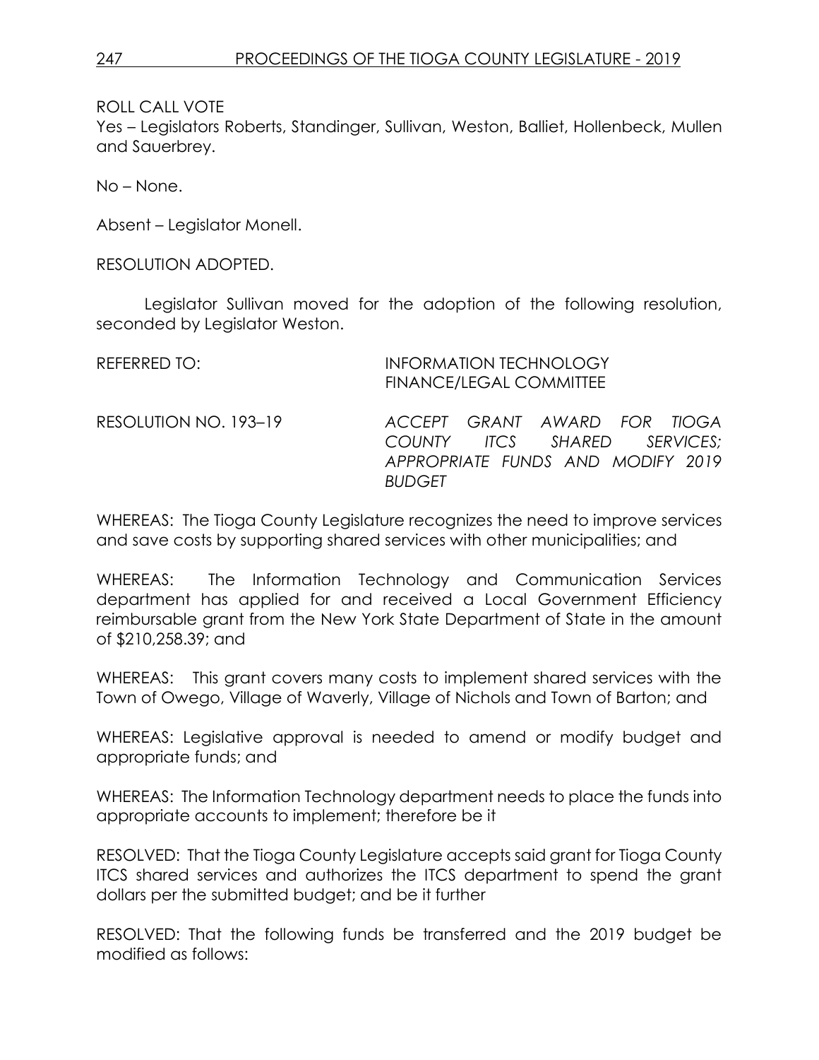ROLL CALL VOTE

Yes – Legislators Roberts, Standinger, Sullivan, Weston, Balliet, Hollenbeck, Mullen and Sauerbrey.

No – None.

Absent – Legislator Monell.

RESOLUTION ADOPTED.

Legislator Sullivan moved for the adoption of the following resolution, seconded by Legislator Weston.

REFERRED TO: INFORMATION TECHNOLOGY FINANCE/LEGAL COMMITTEE

RESOLUTION NO. 193–19 *ACCEPT GRANT AWARD FOR TIOGA COUNTY ITCS SHARED SERVICES; APPROPRIATE FUNDS AND MODIFY 2019 BUDGET*

WHEREAS: The Tioga County Legislature recognizes the need to improve services and save costs by supporting shared services with other municipalities; and

WHEREAS: The Information Technology and Communication Services department has applied for and received a Local Government Efficiency reimbursable grant from the New York State Department of State in the amount of $210,258.39; and

WHEREAS: This grant covers many costs to implement shared services with the Town of Owego, Village of Waverly, Village of Nichols and Town of Barton; and

WHEREAS: Legislative approval is needed to amend or modify budget and appropriate funds; and

WHEREAS: The Information Technology department needs to place the funds into appropriate accounts to implement; therefore be it

RESOLVED: That the Tioga County Legislature accepts said grant for Tioga County ITCS shared services and authorizes the ITCS department to spend the grant dollars per the submitted budget; and be it further

RESOLVED: That the following funds be transferred and the 2019 budget be modified as follows: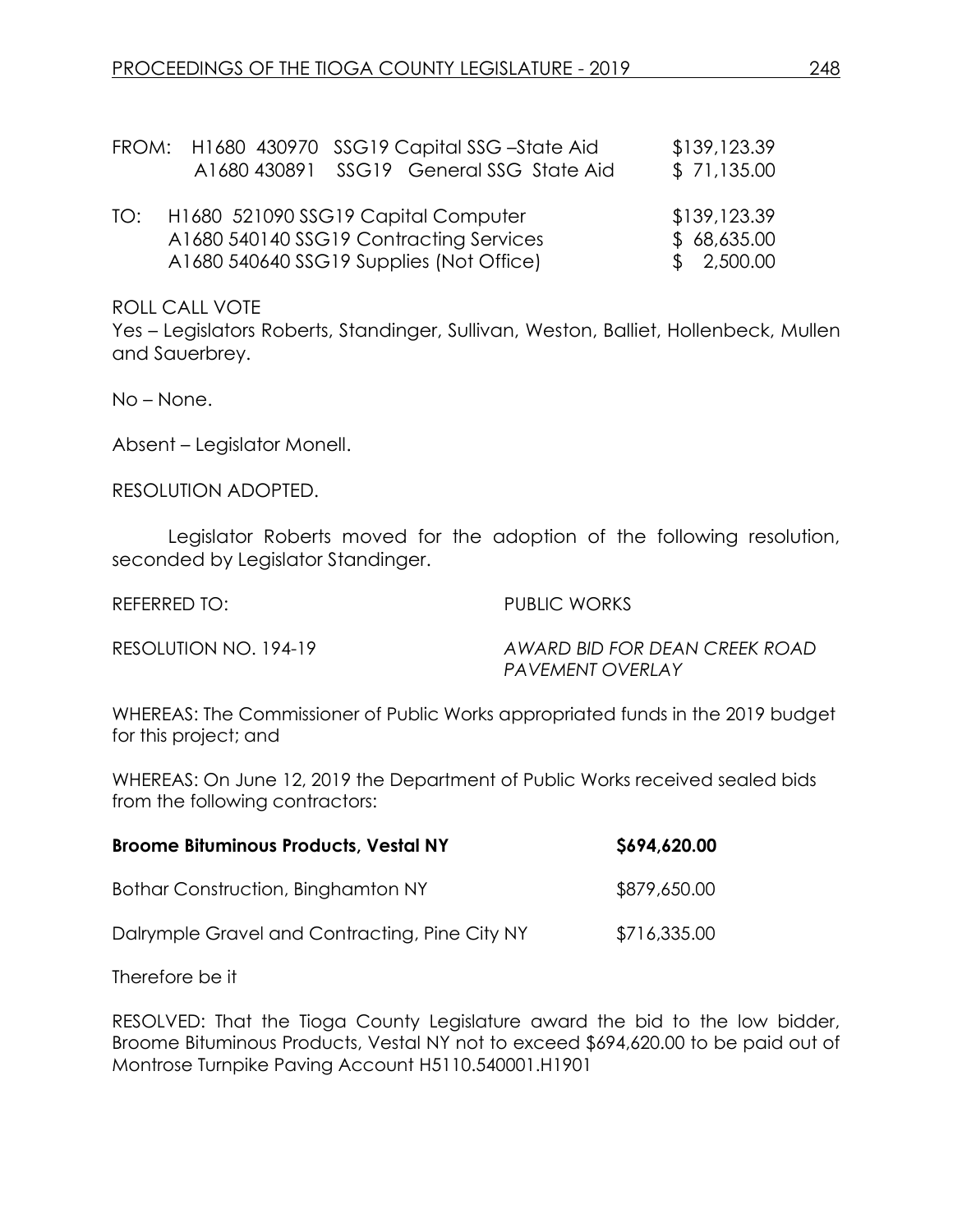| | | |
|---|---|---|
| FROM: | H1680 430970 SSG19 Capital SSG –State Aid | $139,123.39 |
| | A1680 430891 SSG19 General SSG State Aid | $ 71,135.00 |
| TO: | H1680 521090 SSG19 Capital Computer | $139,123.39 |
| | A1680 540140 SSG19 Contracting Services | $ 68,635.00 |
| | A1680 540640 SSG19 Supplies (Not Office) | $ 2,500.00 |

ROLL CALL VOTE
Yes – Legislators Roberts, Standinger, Sullivan, Weston, Balliet, Hollenbeck, Mullen and Sauerbrey.

No – None.

Absent – Legislator Monell.

RESOLUTION ADOPTED.

Legislator Roberts moved for the adoption of the following resolution, seconded by Legislator Standinger.

REFERRED TO: PUBLIC WORKS

RESOLUTION NO. 194-19 *AWARD BID FOR DEAN CREEK ROAD PAVEMENT OVERLAY*

WHEREAS: The Commissioner of Public Works appropriated funds in the 2019 budget for this project; and

WHEREAS: On June 12, 2019 the Department of Public Works received sealed bids from the following contractors:

| | |
|---|---|
| **Broome Bituminous Products, Vestal NY** | **$694,620.00** |
| Bothar Construction, Binghamton NY | $879,650.00 |
| Dalrymple Gravel and Contracting, Pine City NY | $716,335.00 |

Therefore be it

RESOLVED: That the Tioga County Legislature award the bid to the low bidder, Broome Bituminous Products, Vestal NY not to exceed $694,620.00 to be paid out of Montrose Turnpike Paving Account H5110.540001.H1901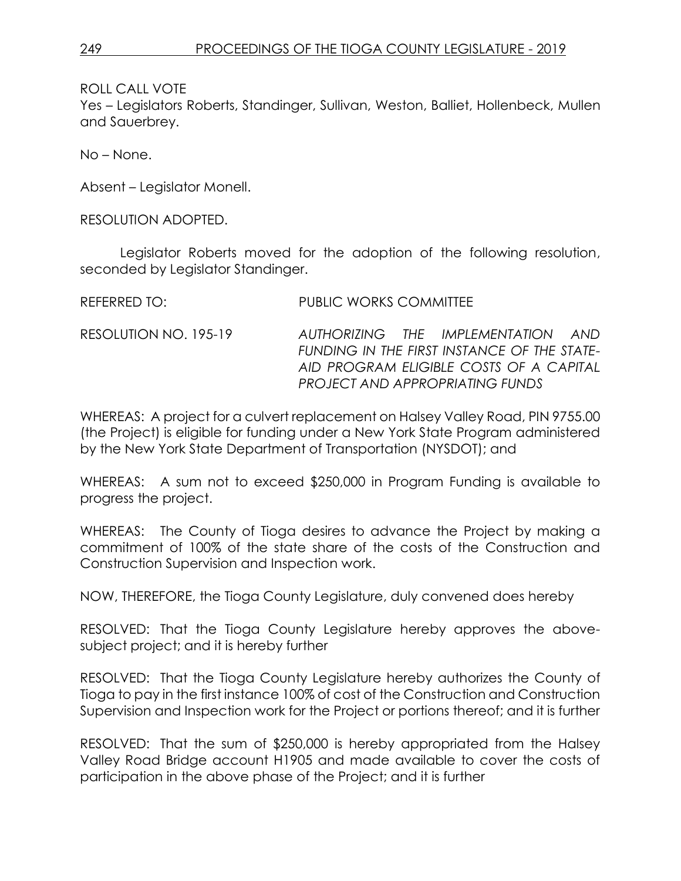ROLL CALL VOTE
Yes – Legislators Roberts, Standinger, Sullivan, Weston, Balliet, Hollenbeck, Mullen and Sauerbrey.

No – None.

Absent – Legislator Monell.

RESOLUTION ADOPTED.

Legislator Roberts moved for the adoption of the following resolution, seconded by Legislator Standinger.

REFERRED TO: PUBLIC WORKS COMMITTEE

RESOLUTION NO. 195-19 *AUTHORIZING THE IMPLEMENTATION AND FUNDING IN THE FIRST INSTANCE OF THE STATE-AID PROGRAM ELIGIBLE COSTS OF A CAPITAL PROJECT AND APPROPRIATING FUNDS*

WHEREAS: A project for a culvert replacement on Halsey Valley Road, PIN 9755.00 (the Project) is eligible for funding under a New York State Program administered by the New York State Department of Transportation (NYSDOT); and

WHEREAS: A sum not to exceed $250,000 in Program Funding is available to progress the project.

WHEREAS: The County of Tioga desires to advance the Project by making a commitment of 100% of the state share of the costs of the Construction and Construction Supervision and Inspection work.

NOW, THEREFORE, the Tioga County Legislature, duly convened does hereby

RESOLVED: That the Tioga County Legislature hereby approves the above-subject project; and it is hereby further

RESOLVED: That the Tioga County Legislature hereby authorizes the County of Tioga to pay in the first instance 100% of cost of the Construction and Construction Supervision and Inspection work for the Project or portions thereof; and it is further

RESOLVED: That the sum of $250,000 is hereby appropriated from the Halsey Valley Road Bridge account H1905 and made available to cover the costs of participation in the above phase of the Project; and it is further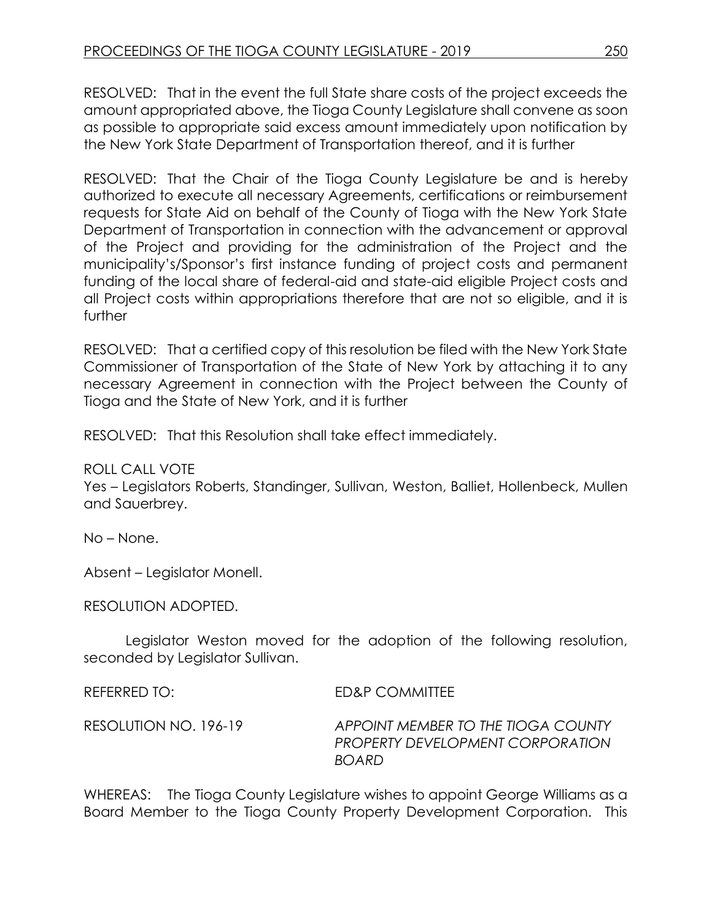RESOLVED: That in the event the full State share costs of the project exceeds the amount appropriated above, the Tioga County Legislature shall convene as soon as possible to appropriate said excess amount immediately upon notification by the New York State Department of Transportation thereof, and it is further

RESOLVED: That the Chair of the Tioga County Legislature be and is hereby authorized to execute all necessary Agreements, certifications or reimbursement requests for State Aid on behalf of the County of Tioga with the New York State Department of Transportation in connection with the advancement or approval of the Project and providing for the administration of the Project and the municipality's/Sponsor's first instance funding of project costs and permanent funding of the local share of federal-aid and state-aid eligible Project costs and all Project costs within appropriations therefore that are not so eligible, and it is further

RESOLVED: That a certified copy of this resolution be filed with the New York State Commissioner of Transportation of the State of New York by attaching it to any necessary Agreement in connection with the Project between the County of Tioga and the State of New York, and it is further

RESOLVED: That this Resolution shall take effect immediately.

ROLL CALL VOTE
Yes – Legislators Roberts, Standinger, Sullivan, Weston, Balliet, Hollenbeck, Mullen and Sauerbrey.

No – None.

Absent – Legislator Monell.

RESOLUTION ADOPTED.

Legislator Weston moved for the adoption of the following resolution, seconded by Legislator Sullivan.

REFERRED TO: ED&P COMMITTEE

RESOLUTION NO. 196-19 *APPOINT MEMBER TO THE TIOGA COUNTY PROPERTY DEVELOPMENT CORPORATION BOARD*

WHEREAS: The Tioga County Legislature wishes to appoint George Williams as a Board Member to the Tioga County Property Development Corporation. This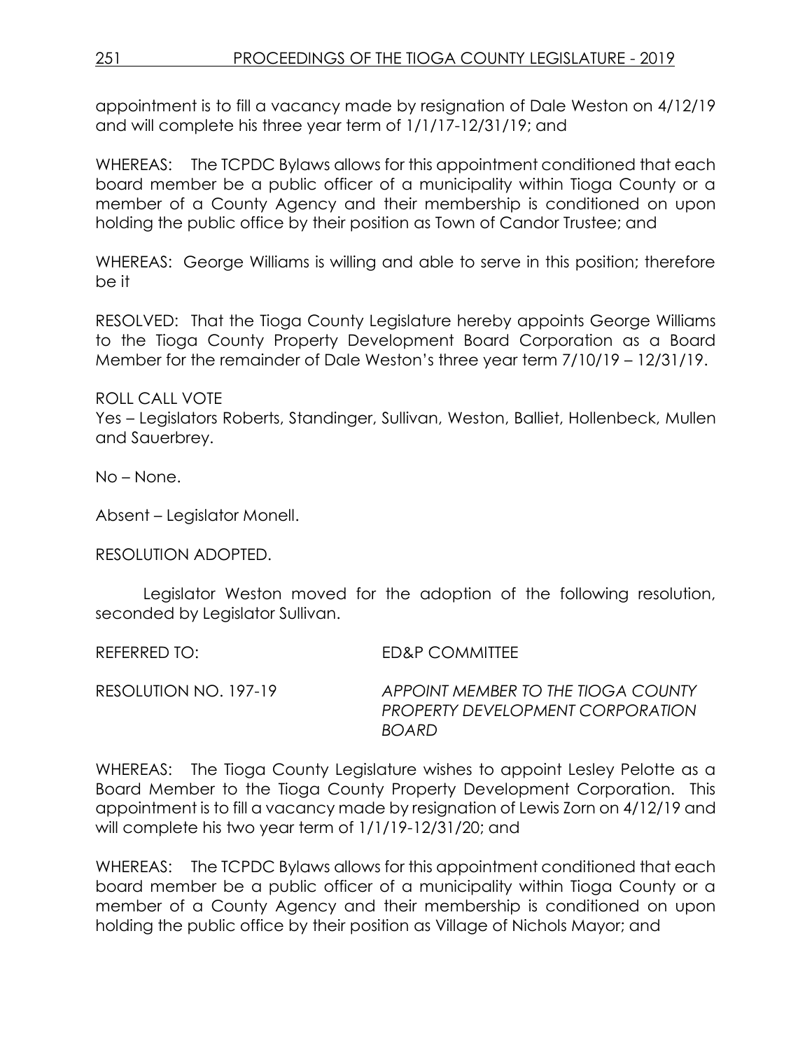appointment is to fill a vacancy made by resignation of Dale Weston on 4/12/19 and will complete his three year term of 1/1/17-12/31/19; and

WHEREAS: The TCPDC Bylaws allows for this appointment conditioned that each board member be a public officer of a municipality within Tioga County or a member of a County Agency and their membership is conditioned on upon holding the public office by their position as Town of Candor Trustee; and

WHEREAS: George Williams is willing and able to serve in this position; therefore be it

RESOLVED: That the Tioga County Legislature hereby appoints George Williams to the Tioga County Property Development Board Corporation as a Board Member for the remainder of Dale Weston's three year term 7/10/19 – 12/31/19.

ROLL CALL VOTE
Yes – Legislators Roberts, Standinger, Sullivan, Weston, Balliet, Hollenbeck, Mullen and Sauerbrey.

No – None.

Absent – Legislator Monell.

RESOLUTION ADOPTED.

Legislator Weston moved for the adoption of the following resolution, seconded by Legislator Sullivan.

REFERRED TO: ED&P COMMITTEE

RESOLUTION NO. 197-19 *APPOINT MEMBER TO THE TIOGA COUNTY PROPERTY DEVELOPMENT CORPORATION BOARD*

WHEREAS: The Tioga County Legislature wishes to appoint Lesley Pelotte as a Board Member to the Tioga County Property Development Corporation. This appointment is to fill a vacancy made by resignation of Lewis Zorn on 4/12/19 and will complete his two year term of 1/1/19-12/31/20; and

WHEREAS: The TCPDC Bylaws allows for this appointment conditioned that each board member be a public officer of a municipality within Tioga County or a member of a County Agency and their membership is conditioned on upon holding the public office by their position as Village of Nichols Mayor; and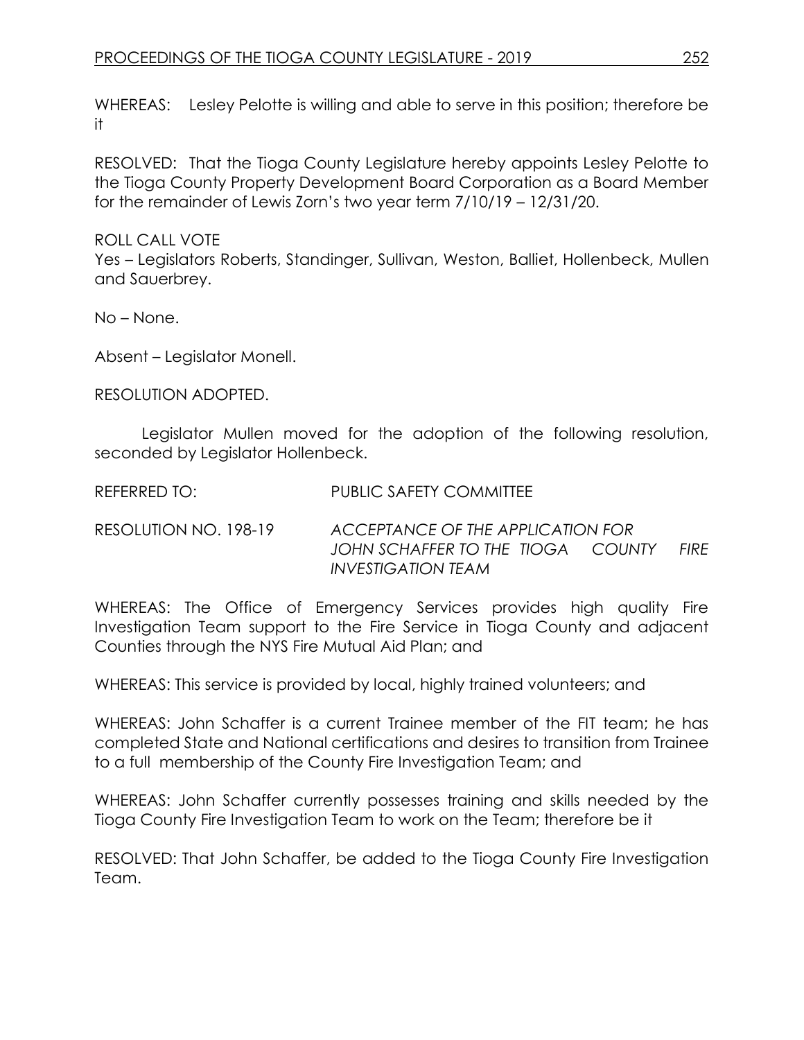WHEREAS: Lesley Pelotte is willing and able to serve in this position; therefore be it

RESOLVED: That the Tioga County Legislature hereby appoints Lesley Pelotte to the Tioga County Property Development Board Corporation as a Board Member for the remainder of Lewis Zorn's two year term 7/10/19 – 12/31/20.

ROLL CALL VOTE
Yes – Legislators Roberts, Standinger, Sullivan, Weston, Balliet, Hollenbeck, Mullen and Sauerbrey.

No – None.

Absent – Legislator Monell.

RESOLUTION ADOPTED.

Legislator Mullen moved for the adoption of the following resolution, seconded by Legislator Hollenbeck.

REFERRED TO: PUBLIC SAFETY COMMITTEE

RESOLUTION NO. 198-19 *ACCEPTANCE OF THE APPLICATION FOR JOHN SCHAFFER TO THE TIOGA COUNTY FIRE INVESTIGATION TEAM*

WHEREAS: The Office of Emergency Services provides high quality Fire Investigation Team support to the Fire Service in Tioga County and adjacent Counties through the NYS Fire Mutual Aid Plan; and

WHEREAS: This service is provided by local, highly trained volunteers; and

WHEREAS: John Schaffer is a current Trainee member of the FIT team; he has completed State and National certifications and desires to transition from Trainee to a full membership of the County Fire Investigation Team; and

WHEREAS: John Schaffer currently possesses training and skills needed by the Tioga County Fire Investigation Team to work on the Team; therefore be it

RESOLVED: That John Schaffer, be added to the Tioga County Fire Investigation Team.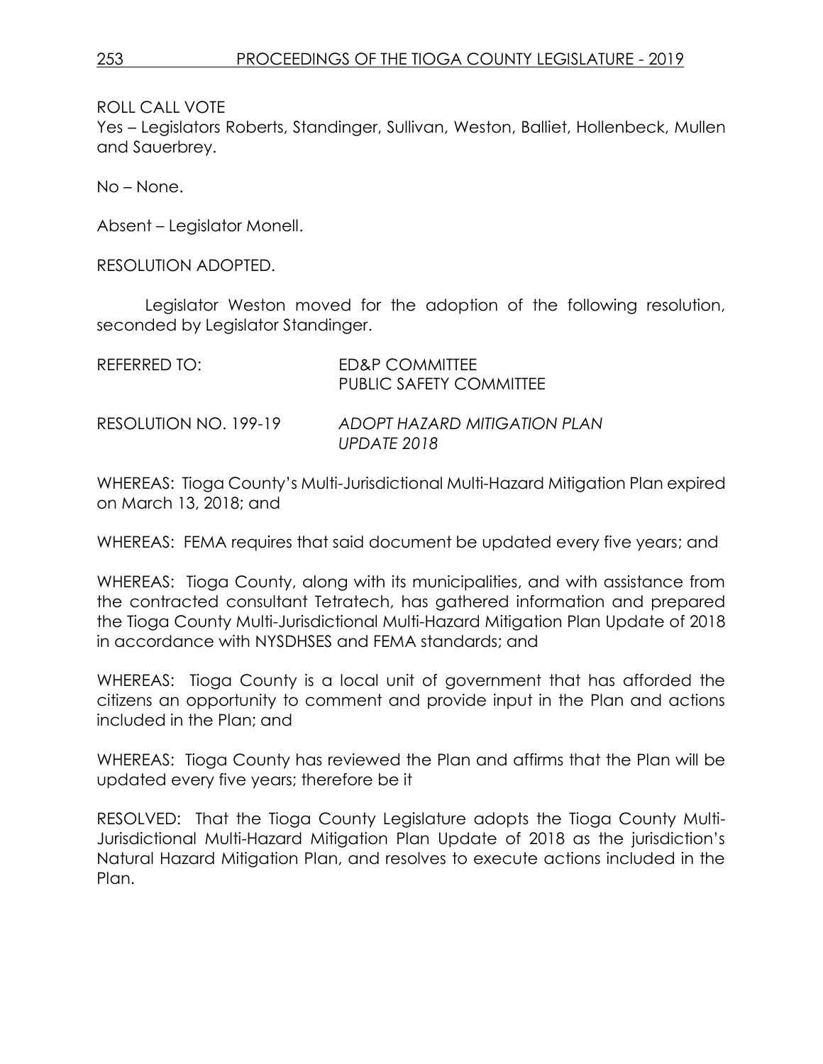ROLL CALL VOTE
Yes – Legislators Roberts, Standinger, Sullivan, Weston, Balliet, Hollenbeck, Mullen and Sauerbrey.

No – None.

Absent – Legislator Monell.

RESOLUTION ADOPTED.

Legislator Weston moved for the adoption of the following resolution, seconded by Legislator Standinger.

REFERRED TO: ED&P COMMITTEE
PUBLIC SAFETY COMMITTEE

RESOLUTION NO. 199-19 *ADOPT HAZARD MITIGATION PLAN UPDATE 2018*

WHEREAS: Tioga County's Multi-Jurisdictional Multi-Hazard Mitigation Plan expired on March 13, 2018; and

WHEREAS: FEMA requires that said document be updated every five years; and

WHEREAS: Tioga County, along with its municipalities, and with assistance from the contracted consultant Tetratech, has gathered information and prepared the Tioga County Multi-Jurisdictional Multi-Hazard Mitigation Plan Update of 2018 in accordance with NYSDHSES and FEMA standards; and

WHEREAS: Tioga County is a local unit of government that has afforded the citizens an opportunity to comment and provide input in the Plan and actions included in the Plan; and

WHEREAS: Tioga County has reviewed the Plan and affirms that the Plan will be updated every five years; therefore be it

RESOLVED: That the Tioga County Legislature adopts the Tioga County Multi-Jurisdictional Multi-Hazard Mitigation Plan Update of 2018 as the jurisdiction's Natural Hazard Mitigation Plan, and resolves to execute actions included in the Plan.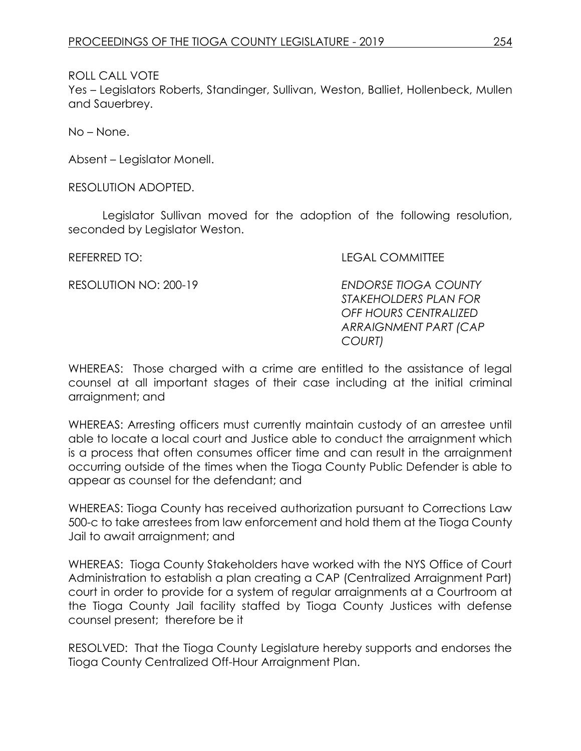ROLL CALL VOTE
Yes – Legislators Roberts, Standinger, Sullivan, Weston, Balliet, Hollenbeck, Mullen and Sauerbrey.

No – None.

Absent – Legislator Monell.

RESOLUTION ADOPTED.

Legislator Sullivan moved for the adoption of the following resolution, seconded by Legislator Weston.

REFERRED TO: LEGAL COMMITTEE

RESOLUTION NO: 200-19 *ENDORSE TIOGA COUNTY STAKEHOLDERS PLAN FOR OFF HOURS CENTRALIZED ARRAIGNMENT PART (CAP COURT)*

WHEREAS: Those charged with a crime are entitled to the assistance of legal counsel at all important stages of their case including at the initial criminal arraignment; and

WHEREAS: Arresting officers must currently maintain custody of an arrestee until able to locate a local court and Justice able to conduct the arraignment which is a process that often consumes officer time and can result in the arraignment occurring outside of the times when the Tioga County Public Defender is able to appear as counsel for the defendant; and

WHEREAS: Tioga County has received authorization pursuant to Corrections Law 500-c to take arrestees from law enforcement and hold them at the Tioga County Jail to await arraignment; and

WHEREAS: Tioga County Stakeholders have worked with the NYS Office of Court Administration to establish a plan creating a CAP (Centralized Arraignment Part) court in order to provide for a system of regular arraignments at a Courtroom at the Tioga County Jail facility staffed by Tioga County Justices with defense counsel present; therefore be it

RESOLVED: That the Tioga County Legislature hereby supports and endorses the Tioga County Centralized Off-Hour Arraignment Plan.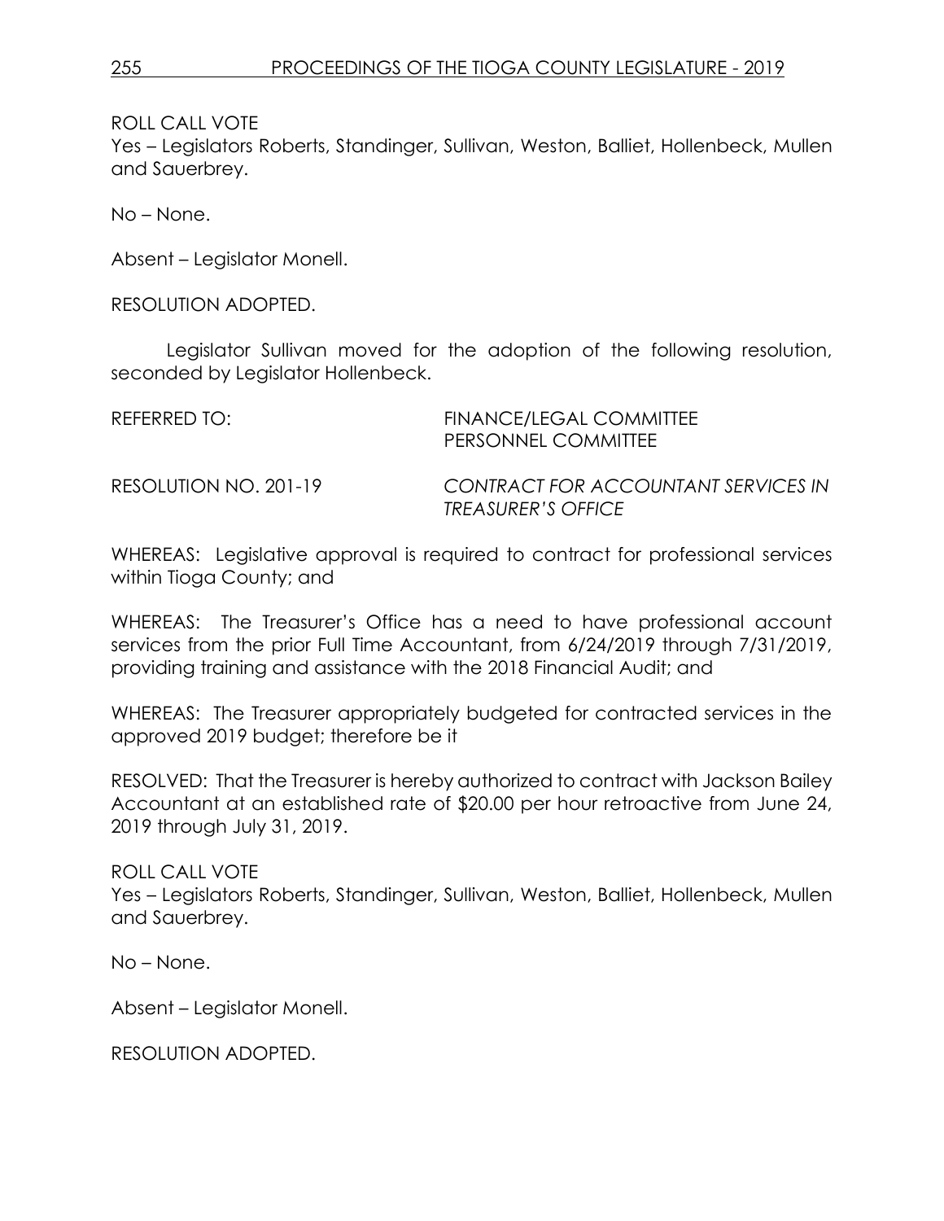ROLL CALL VOTE
Yes – Legislators Roberts, Standinger, Sullivan, Weston, Balliet, Hollenbeck, Mullen and Sauerbrey.

No – None.

Absent – Legislator Monell.

RESOLUTION ADOPTED.

Legislator Sullivan moved for the adoption of the following resolution, seconded by Legislator Hollenbeck.

REFERRED TO: FINANCE/LEGAL COMMITTEE
PERSONNEL COMMITTEE

RESOLUTION NO. 201-19 *CONTRACT FOR ACCOUNTANT SERVICES IN TREASURER'S OFFICE*

WHEREAS: Legislative approval is required to contract for professional services within Tioga County; and

WHEREAS: The Treasurer's Office has a need to have professional account services from the prior Full Time Accountant, from 6/24/2019 through 7/31/2019, providing training and assistance with the 2018 Financial Audit; and

WHEREAS: The Treasurer appropriately budgeted for contracted services in the approved 2019 budget; therefore be it

RESOLVED: That the Treasurer is hereby authorized to contract with Jackson Bailey Accountant at an established rate of $20.00 per hour retroactive from June 24, 2019 through July 31, 2019.

ROLL CALL VOTE
Yes – Legislators Roberts, Standinger, Sullivan, Weston, Balliet, Hollenbeck, Mullen and Sauerbrey.

No – None.

Absent – Legislator Monell.

RESOLUTION ADOPTED.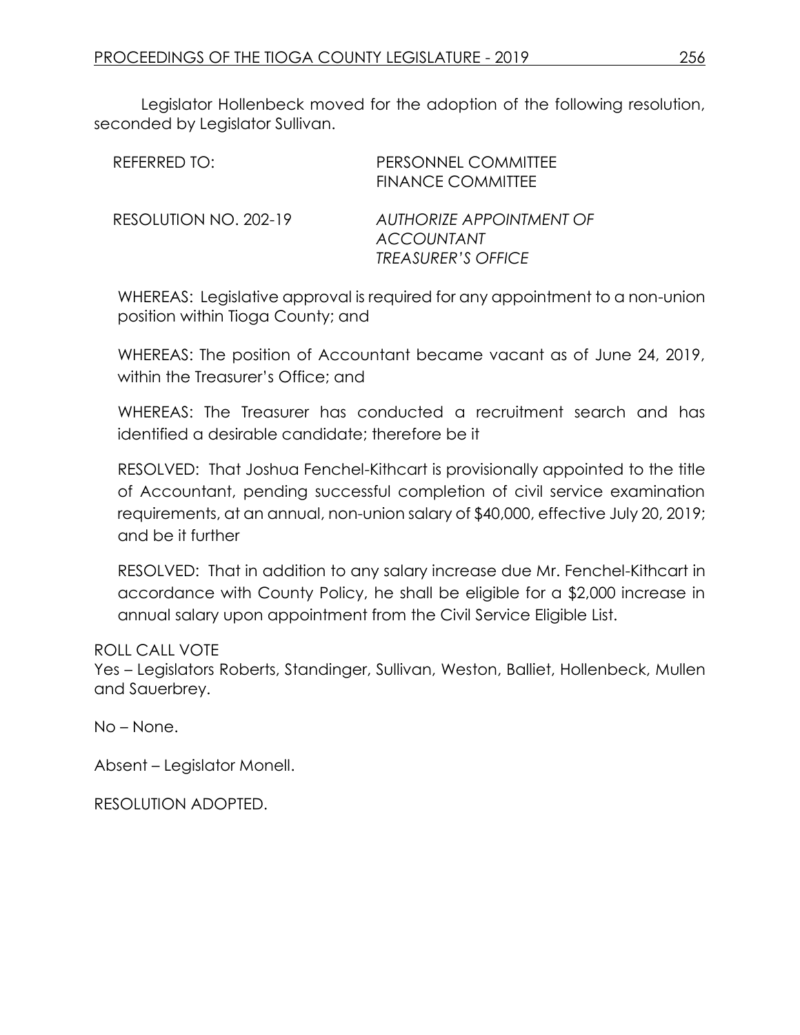Legislator Hollenbeck moved for the adoption of the following resolution, seconded by Legislator Sullivan.

REFERRED TO: PERSONNEL COMMITTEE
FINANCE COMMITTEE

RESOLUTION NO. 202-19 *AUTHORIZE APPOINTMENT OF ACCOUNTANT TREASURER'S OFFICE*

WHEREAS: Legislative approval is required for any appointment to a non-union position within Tioga County; and

WHEREAS: The position of Accountant became vacant as of June 24, 2019, within the Treasurer's Office; and

WHEREAS: The Treasurer has conducted a recruitment search and has identified a desirable candidate; therefore be it

RESOLVED: That Joshua Fenchel-Kithcart is provisionally appointed to the title of Accountant, pending successful completion of civil service examination requirements, at an annual, non-union salary of $40,000, effective July 20, 2019; and be it further

RESOLVED: That in addition to any salary increase due Mr. Fenchel-Kithcart in accordance with County Policy, he shall be eligible for a $2,000 increase in annual salary upon appointment from the Civil Service Eligible List.

ROLL CALL VOTE
Yes – Legislators Roberts, Standinger, Sullivan, Weston, Balliet, Hollenbeck, Mullen and Sauerbrey.

No – None.

Absent – Legislator Monell.

RESOLUTION ADOPTED.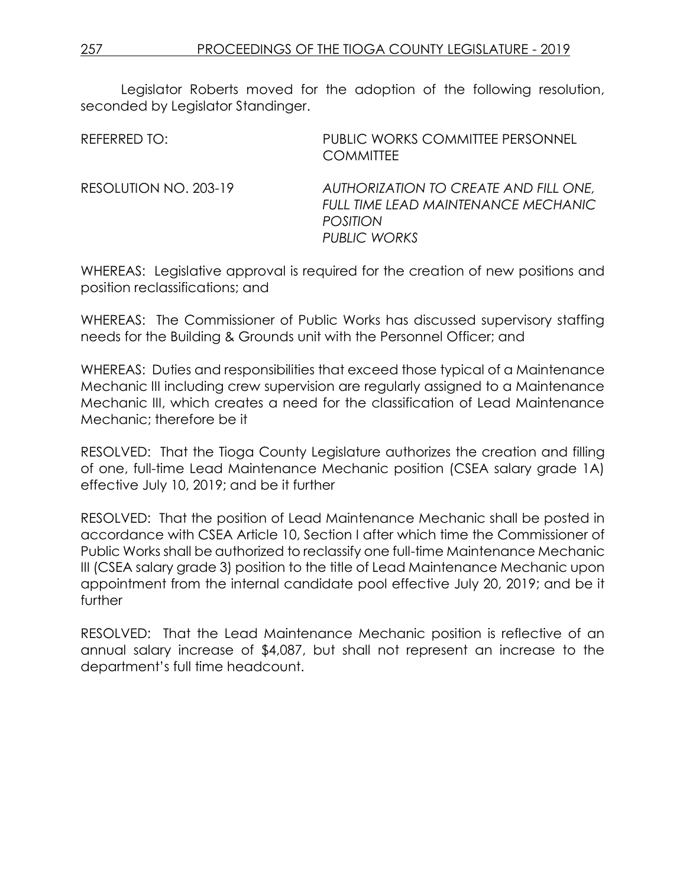Legislator Roberts moved for the adoption of the following resolution, seconded by Legislator Standinger.

| | |
|---|---|
| REFERRED TO: | PUBLIC WORKS COMMITTEE PERSONNEL COMMITTEE |
| RESOLUTION NO. 203-19 | *AUTHORIZATION TO CREATE AND FILL ONE, FULL TIME LEAD MAINTENANCE MECHANIC POSITION PUBLIC WORKS* |

WHEREAS: Legislative approval is required for the creation of new positions and position reclassifications; and

WHEREAS: The Commissioner of Public Works has discussed supervisory staffing needs for the Building & Grounds unit with the Personnel Officer; and

WHEREAS: Duties and responsibilities that exceed those typical of a Maintenance Mechanic III including crew supervision are regularly assigned to a Maintenance Mechanic III, which creates a need for the classification of Lead Maintenance Mechanic; therefore be it

RESOLVED: That the Tioga County Legislature authorizes the creation and filling of one, full-time Lead Maintenance Mechanic position (CSEA salary grade 1A) effective July 10, 2019; and be it further

RESOLVED: That the position of Lead Maintenance Mechanic shall be posted in accordance with CSEA Article 10, Section I after which time the Commissioner of Public Works shall be authorized to reclassify one full-time Maintenance Mechanic III (CSEA salary grade 3) position to the title of Lead Maintenance Mechanic upon appointment from the internal candidate pool effective July 20, 2019; and be it further

RESOLVED: That the Lead Maintenance Mechanic position is reflective of an annual salary increase of $4,087, but shall not represent an increase to the department's full time headcount.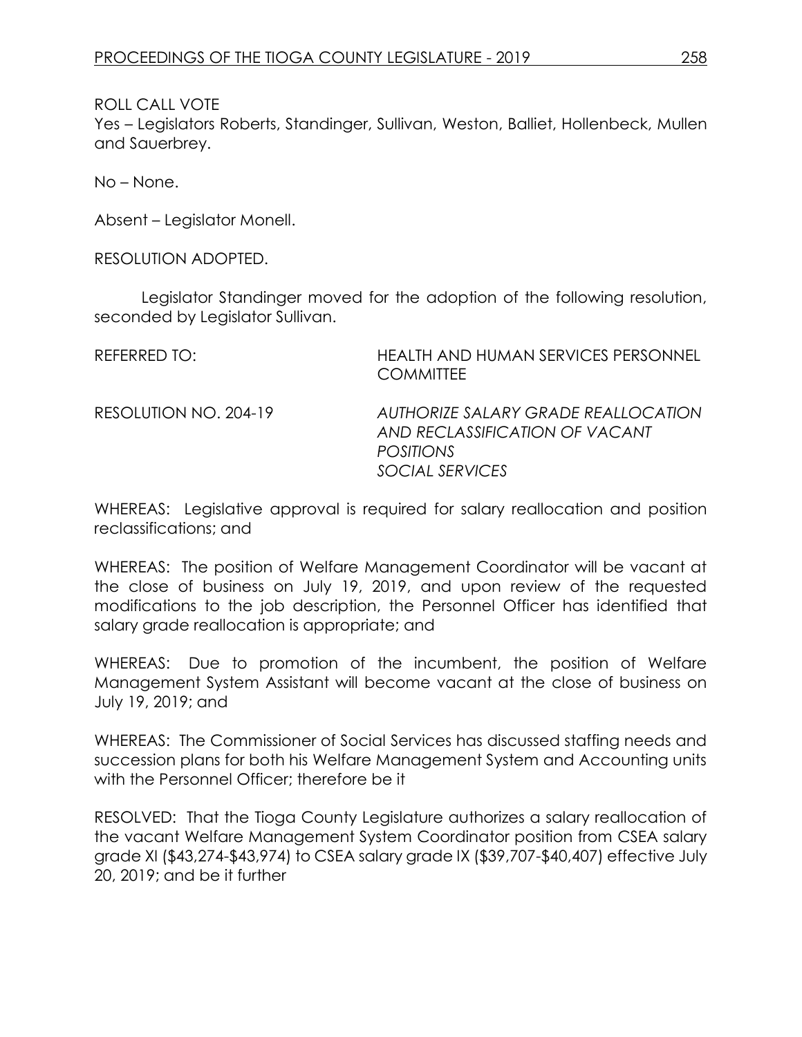ROLL CALL VOTE
Yes – Legislators Roberts, Standinger, Sullivan, Weston, Balliet, Hollenbeck, Mullen and Sauerbrey.

No – None.

Absent – Legislator Monell.

RESOLUTION ADOPTED.

Legislator Standinger moved for the adoption of the following resolution, seconded by Legislator Sullivan.

REFERRED TO: HEALTH AND HUMAN SERVICES PERSONNEL COMMITTEE

RESOLUTION NO. 204-19 *AUTHORIZE SALARY GRADE REALLOCATION AND RECLASSIFICATION OF VACANT POSITIONS SOCIAL SERVICES*

WHEREAS: Legislative approval is required for salary reallocation and position reclassifications; and

WHEREAS: The position of Welfare Management Coordinator will be vacant at the close of business on July 19, 2019, and upon review of the requested modifications to the job description, the Personnel Officer has identified that salary grade reallocation is appropriate; and

WHEREAS: Due to promotion of the incumbent, the position of Welfare Management System Assistant will become vacant at the close of business on July 19, 2019; and

WHEREAS: The Commissioner of Social Services has discussed staffing needs and succession plans for both his Welfare Management System and Accounting units with the Personnel Officer; therefore be it

RESOLVED: That the Tioga County Legislature authorizes a salary reallocation of the vacant Welfare Management System Coordinator position from CSEA salary grade XI ($43,274-$43,974) to CSEA salary grade IX ($39,707-$40,407) effective July 20, 2019; and be it further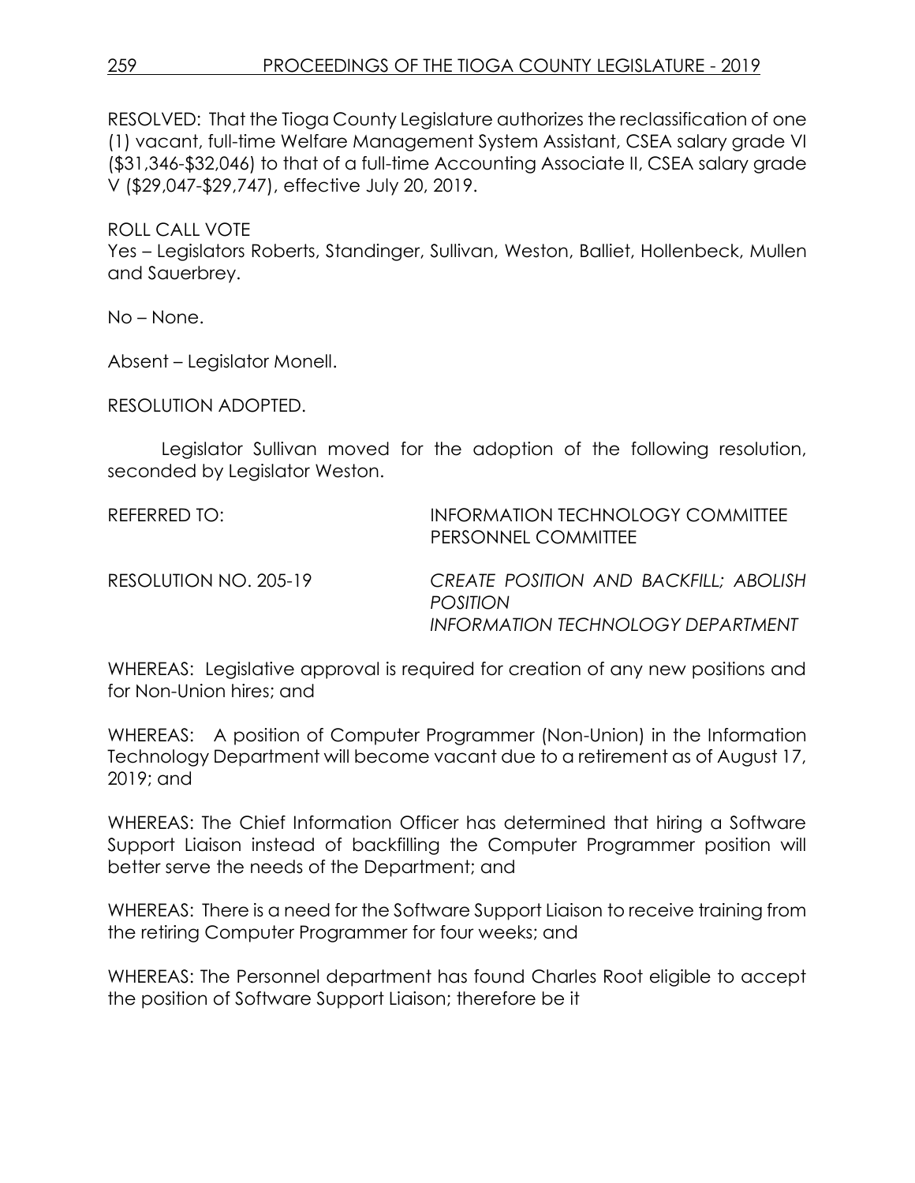RESOLVED: That the Tioga County Legislature authorizes the reclassification of one (1) vacant, full-time Welfare Management System Assistant, CSEA salary grade VI ($31,346-$32,046) to that of a full-time Accounting Associate II, CSEA salary grade V ($29,047-$29,747), effective July 20, 2019.

ROLL CALL VOTE
Yes – Legislators Roberts, Standinger, Sullivan, Weston, Balliet, Hollenbeck, Mullen and Sauerbrey.

No – None.

Absent – Legislator Monell.

RESOLUTION ADOPTED.

Legislator Sullivan moved for the adoption of the following resolution, seconded by Legislator Weston.

REFERRED TO: INFORMATION TECHNOLOGY COMMITTEE
PERSONNEL COMMITTEE

RESOLUTION NO. 205-19 *CREATE POSITION AND BACKFILL; ABOLISH POSITION*
*INFORMATION TECHNOLOGY DEPARTMENT*

WHEREAS: Legislative approval is required for creation of any new positions and for Non-Union hires; and

WHEREAS: A position of Computer Programmer (Non-Union) in the Information Technology Department will become vacant due to a retirement as of August 17, 2019; and

WHEREAS: The Chief Information Officer has determined that hiring a Software Support Liaison instead of backfilling the Computer Programmer position will better serve the needs of the Department; and

WHEREAS: There is a need for the Software Support Liaison to receive training from the retiring Computer Programmer for four weeks; and

WHEREAS: The Personnel department has found Charles Root eligible to accept the position of Software Support Liaison; therefore be it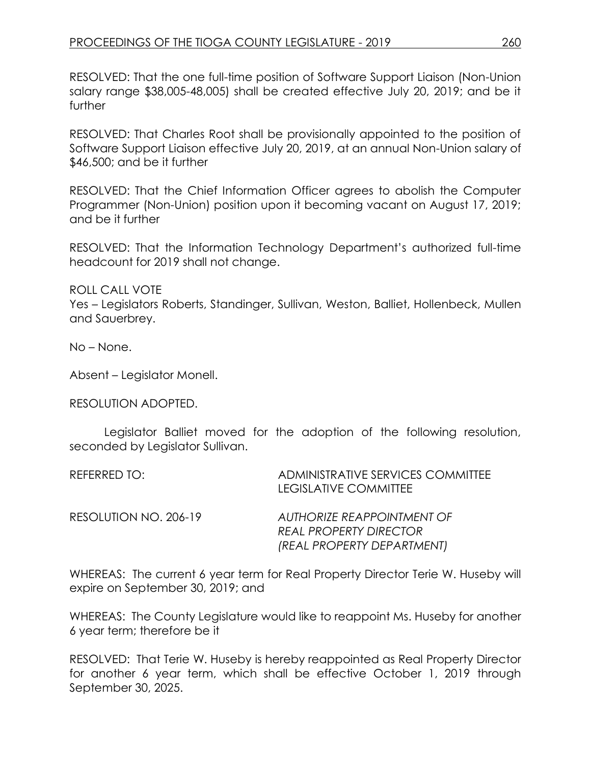RESOLVED: That the one full-time position of Software Support Liaison (Non-Union salary range $38,005-48,005) shall be created effective July 20, 2019; and be it further

RESOLVED: That Charles Root shall be provisionally appointed to the position of Software Support Liaison effective July 20, 2019, at an annual Non-Union salary of $46,500; and be it further

RESOLVED: That the Chief Information Officer agrees to abolish the Computer Programmer (Non-Union) position upon it becoming vacant on August 17, 2019; and be it further

RESOLVED: That the Information Technology Department's authorized full-time headcount for 2019 shall not change.

ROLL CALL VOTE
Yes – Legislators Roberts, Standinger, Sullivan, Weston, Balliet, Hollenbeck, Mullen and Sauerbrey.

No – None.

Absent – Legislator Monell.

RESOLUTION ADOPTED.

Legislator Balliet moved for the adoption of the following resolution, seconded by Legislator Sullivan.

REFERRED TO: ADMINISTRATIVE SERVICES COMMITTEE
LEGISLATIVE COMMITTEE

RESOLUTION NO. 206-19 *AUTHORIZE REAPPOINTMENT OF REAL PROPERTY DIRECTOR (REAL PROPERTY DEPARTMENT)*

WHEREAS: The current 6 year term for Real Property Director Terie W. Huseby will expire on September 30, 2019; and

WHEREAS: The County Legislature would like to reappoint Ms. Huseby for another 6 year term; therefore be it

RESOLVED: That Terie W. Huseby is hereby reappointed as Real Property Director for another 6 year term, which shall be effective October 1, 2019 through September 30, 2025.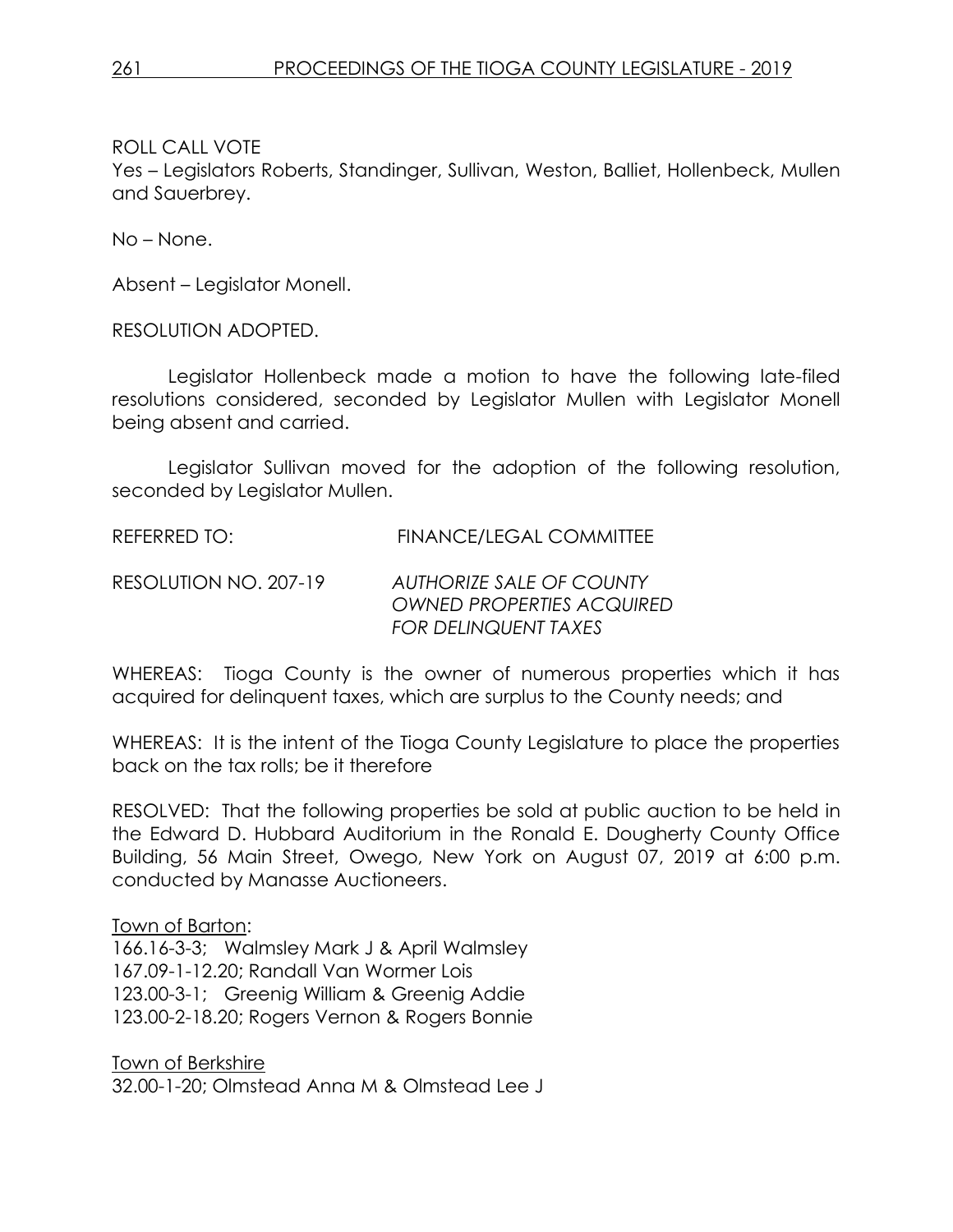ROLL CALL VOTE
Yes – Legislators Roberts, Standinger, Sullivan, Weston, Balliet, Hollenbeck, Mullen and Sauerbrey.

No – None.

Absent – Legislator Monell.

RESOLUTION ADOPTED.

Legislator Hollenbeck made a motion to have the following late-filed resolutions considered, seconded by Legislator Mullen with Legislator Monell being absent and carried.

Legislator Sullivan moved for the adoption of the following resolution, seconded by Legislator Mullen.

REFERRED TO: FINANCE/LEGAL COMMITTEE

RESOLUTION NO. 207-19 *AUTHORIZE SALE OF COUNTY OWNED PROPERTIES ACQUIRED FOR DELINQUENT TAXES*

WHEREAS: Tioga County is the owner of numerous properties which it has acquired for delinquent taxes, which are surplus to the County needs; and

WHEREAS: It is the intent of the Tioga County Legislature to place the properties back on the tax rolls; be it therefore

RESOLVED: That the following properties be sold at public auction to be held in the Edward D. Hubbard Auditorium in the Ronald E. Dougherty County Office Building, 56 Main Street, Owego, New York on August 07, 2019 at 6:00 p.m. conducted by Manasse Auctioneers.

Town of Barton:
166.16-3-3; Walmsley Mark J & April Walmsley
167.09-1-12.20; Randall Van Wormer Lois
123.00-3-1; Greenig William & Greenig Addie
123.00-2-18.20; Rogers Vernon & Rogers Bonnie

Town of Berkshire
32.00-1-20; Olmstead Anna M & Olmstead Lee J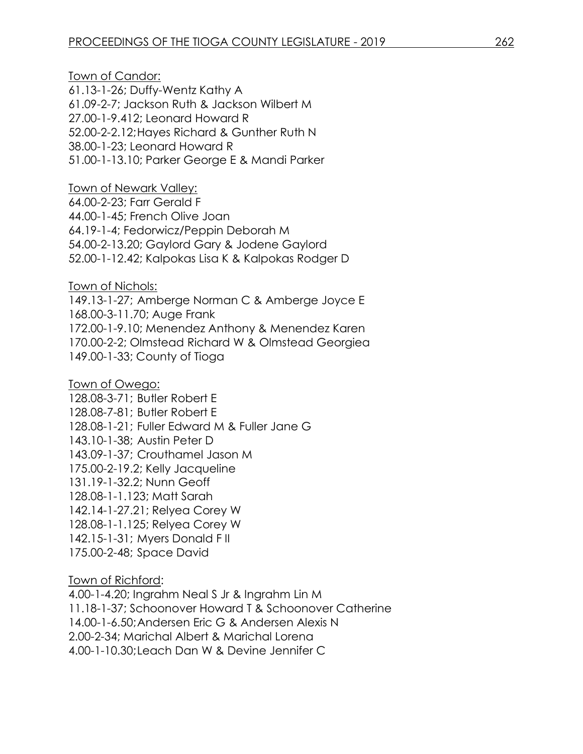Town of Candor:

61.13-1-26; Duffy-Wentz Kathy A
61.09-2-7; Jackson Ruth & Jackson Wilbert M
27.00-1-9.412; Leonard Howard R
52.00-2-2.12;Hayes Richard & Gunther Ruth N
38.00-1-23; Leonard Howard R
51.00-1-13.10; Parker George E & Mandi Parker

Town of Newark Valley:

64.00-2-23; Farr Gerald F
44.00-1-45; French Olive Joan
64.19-1-4; Fedorwicz/Peppin Deborah M
54.00-2-13.20; Gaylord Gary & Jodene Gaylord
52.00-1-12.42; Kalpokas Lisa K & Kalpokas Rodger D

Town of Nichols:

149.13-1-27; Amberge Norman C & Amberge Joyce E
168.00-3-11.70; Auge Frank
172.00-1-9.10; Menendez Anthony & Menendez Karen
170.00-2-2; Olmstead Richard W & Olmstead Georgiea
149.00-1-33; County of Tioga

Town of Owego:

128.08-3-71; Butler Robert E
128.08-7-81; Butler Robert E
128.08-1-21; Fuller Edward M & Fuller Jane G
143.10-1-38; Austin Peter D
143.09-1-37; Crouthamel Jason M
175.00-2-19.2; Kelly Jacqueline
131.19-1-32.2; Nunn Geoff
128.08-1-1.123; Matt Sarah
142.14-1-27.21; Relyea Corey W
128.08-1-1.125; Relyea Corey W
142.15-1-31; Myers Donald F II
175.00-2-48; Space David

Town of Richford:

4.00-1-4.20; Ingrahm Neal S Jr & Ingrahm Lin M
11.18-1-37; Schoonover Howard T & Schoonover Catherine
14.00-1-6.50;Andersen Eric G & Andersen Alexis N
2.00-2-34; Marichal Albert & Marichal Lorena
4.00-1-10.30;Leach Dan W & Devine Jennifer C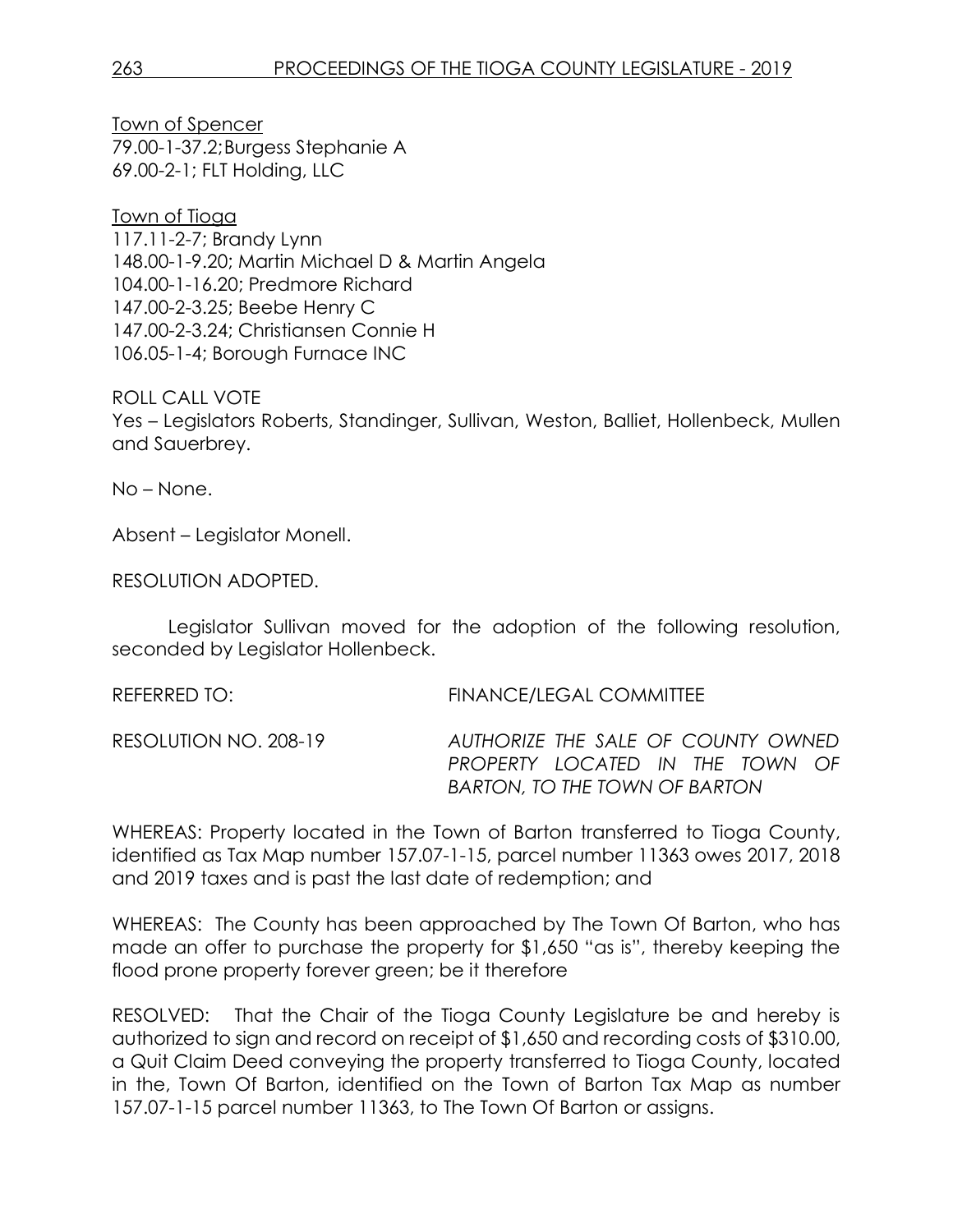Town of Spencer
79.00-1-37.2;Burgess Stephanie A
69.00-2-1; FLT Holding, LLC

Town of Tioga
117.11-2-7; Brandy Lynn
148.00-1-9.20; Martin Michael D & Martin Angela
104.00-1-16.20; Predmore Richard
147.00-2-3.25; Beebe Henry C
147.00-2-3.24; Christiansen Connie H
106.05-1-4; Borough Furnace INC

ROLL CALL VOTE
Yes – Legislators Roberts, Standinger, Sullivan, Weston, Balliet, Hollenbeck, Mullen and Sauerbrey.

No – None.

Absent – Legislator Monell.

RESOLUTION ADOPTED.

Legislator Sullivan moved for the adoption of the following resolution, seconded by Legislator Hollenbeck.

REFERRED TO: FINANCE/LEGAL COMMITTEE

RESOLUTION NO. 208-19 *AUTHORIZE THE SALE OF COUNTY OWNED PROPERTY LOCATED IN THE TOWN OF BARTON, TO THE TOWN OF BARTON*

WHEREAS: Property located in the Town of Barton transferred to Tioga County, identified as Tax Map number 157.07-1-15, parcel number 11363 owes 2017, 2018 and 2019 taxes and is past the last date of redemption; and

WHEREAS: The County has been approached by The Town Of Barton, who has made an offer to purchase the property for $1,650 "as is", thereby keeping the flood prone property forever green; be it therefore

RESOLVED: That the Chair of the Tioga County Legislature be and hereby is authorized to sign and record on receipt of $1,650 and recording costs of $310.00, a Quit Claim Deed conveying the property transferred to Tioga County, located in the, Town Of Barton, identified on the Town of Barton Tax Map as number 157.07-1-15 parcel number 11363, to The Town Of Barton or assigns.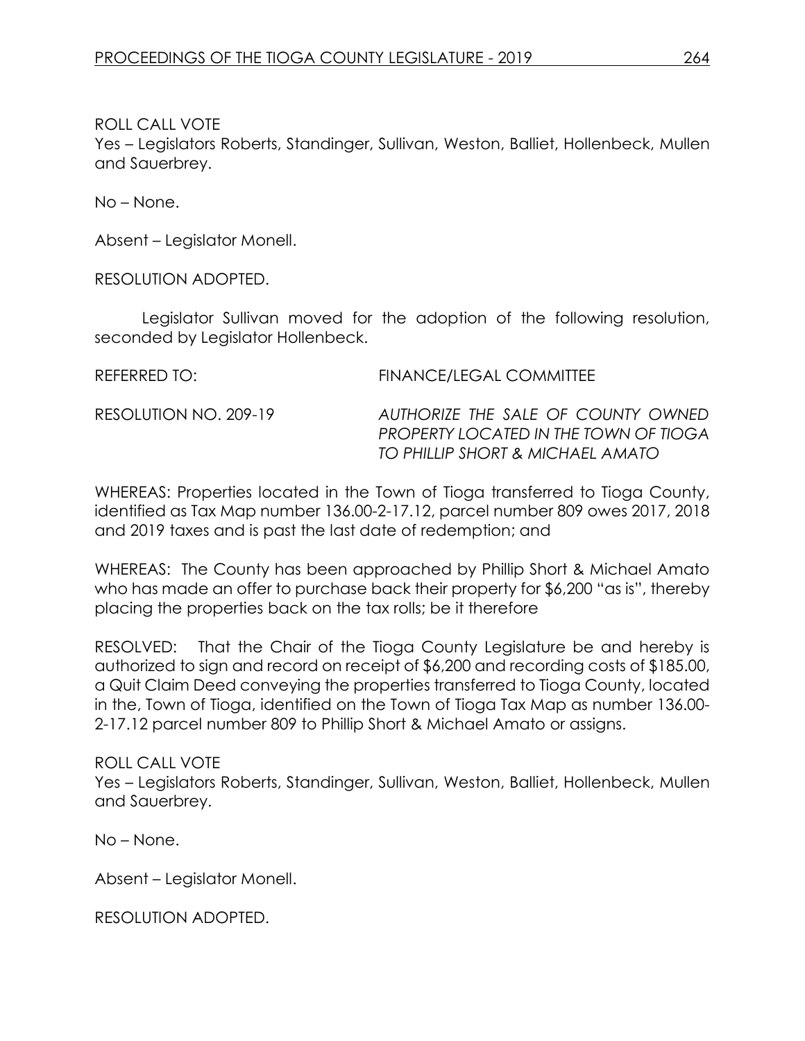ROLL CALL VOTE
Yes – Legislators Roberts, Standinger, Sullivan, Weston, Balliet, Hollenbeck, Mullen and Sauerbrey.

No – None.

Absent – Legislator Monell.

RESOLUTION ADOPTED.

Legislator Sullivan moved for the adoption of the following resolution, seconded by Legislator Hollenbeck.

REFERRED TO: FINANCE/LEGAL COMMITTEE

RESOLUTION NO. 209-19 *AUTHORIZE THE SALE OF COUNTY OWNED PROPERTY LOCATED IN THE TOWN OF TIOGA TO PHILLIP SHORT & MICHAEL AMATO*

WHEREAS: Properties located in the Town of Tioga transferred to Tioga County, identified as Tax Map number 136.00-2-17.12, parcel number 809 owes 2017, 2018 and 2019 taxes and is past the last date of redemption; and

WHEREAS: The County has been approached by Phillip Short & Michael Amato who has made an offer to purchase back their property for $6,200 "as is", thereby placing the properties back on the tax rolls; be it therefore

RESOLVED: That the Chair of the Tioga County Legislature be and hereby is authorized to sign and record on receipt of $6,200 and recording costs of $185.00, a Quit Claim Deed conveying the properties transferred to Tioga County, located in the, Town of Tioga, identified on the Town of Tioga Tax Map as number 136.00-2-17.12 parcel number 809 to Phillip Short & Michael Amato or assigns.

ROLL CALL VOTE
Yes – Legislators Roberts, Standinger, Sullivan, Weston, Balliet, Hollenbeck, Mullen and Sauerbrey.

No – None.

Absent – Legislator Monell.

RESOLUTION ADOPTED.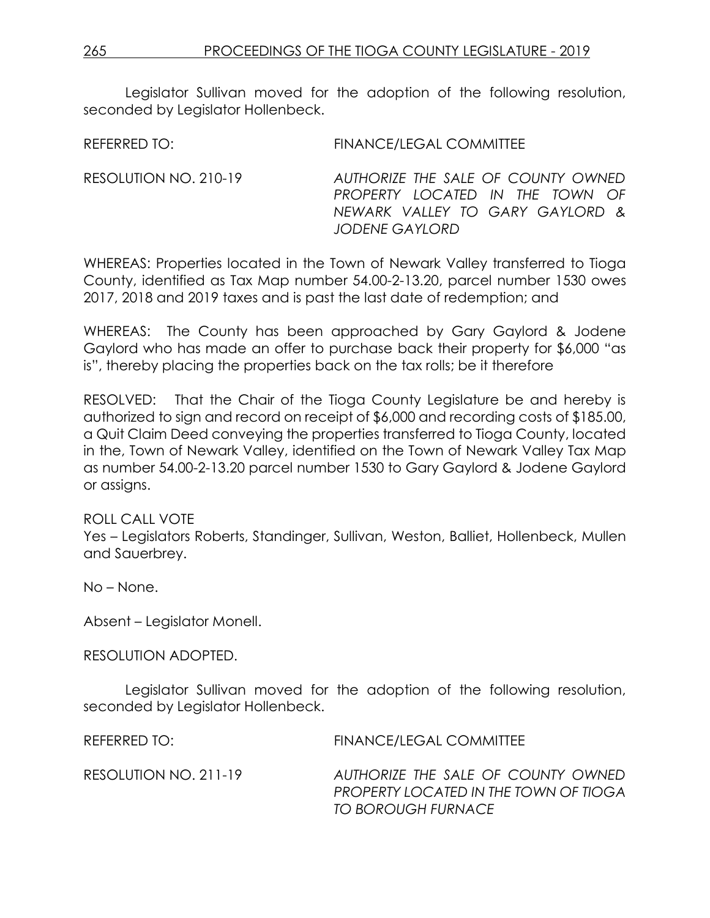Legislator Sullivan moved for the adoption of the following resolution, seconded by Legislator Hollenbeck.

REFERRED TO: FINANCE/LEGAL COMMITTEE

RESOLUTION NO. 210-19 *AUTHORIZE THE SALE OF COUNTY OWNED PROPERTY LOCATED IN THE TOWN OF NEWARK VALLEY TO GARY GAYLORD & JODENE GAYLORD*

WHEREAS: Properties located in the Town of Newark Valley transferred to Tioga County, identified as Tax Map number 54.00-2-13.20, parcel number 1530 owes 2017, 2018 and 2019 taxes and is past the last date of redemption; and

WHEREAS: The County has been approached by Gary Gaylord & Jodene Gaylord who has made an offer to purchase back their property for $6,000 "as is", thereby placing the properties back on the tax rolls; be it therefore

RESOLVED: That the Chair of the Tioga County Legislature be and hereby is authorized to sign and record on receipt of $6,000 and recording costs of $185.00, a Quit Claim Deed conveying the properties transferred to Tioga County, located in the, Town of Newark Valley, identified on the Town of Newark Valley Tax Map as number 54.00-2-13.20 parcel number 1530 to Gary Gaylord & Jodene Gaylord or assigns.

ROLL CALL VOTE
Yes – Legislators Roberts, Standinger, Sullivan, Weston, Balliet, Hollenbeck, Mullen and Sauerbrey.

No – None.

Absent – Legislator Monell.

RESOLUTION ADOPTED.

Legislator Sullivan moved for the adoption of the following resolution, seconded by Legislator Hollenbeck.

REFERRED TO: FINANCE/LEGAL COMMITTEE

RESOLUTION NO. 211-19 *AUTHORIZE THE SALE OF COUNTY OWNED PROPERTY LOCATED IN THE TOWN OF TIOGA TO BOROUGH FURNACE*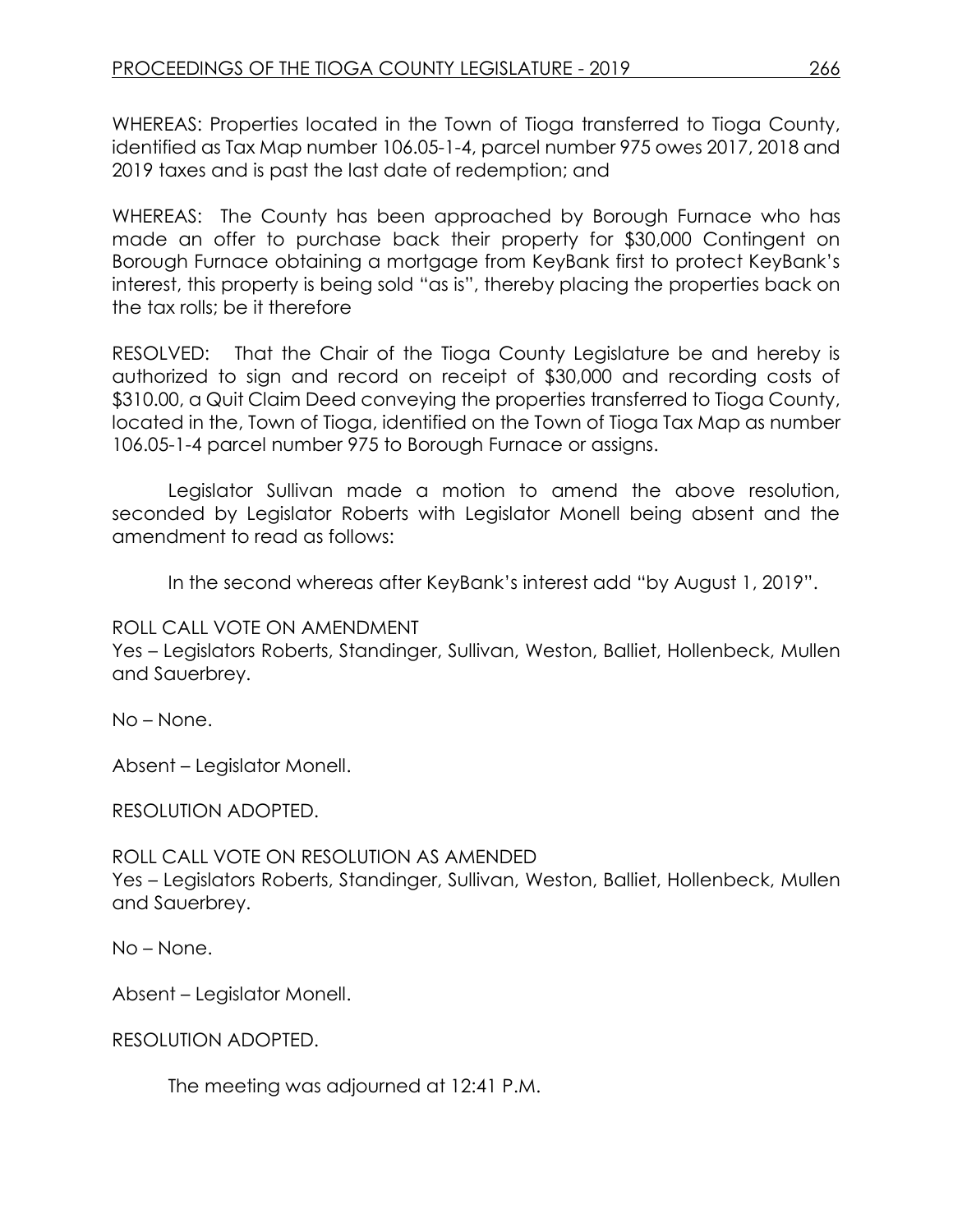WHEREAS: Properties located in the Town of Tioga transferred to Tioga County, identified as Tax Map number 106.05-1-4, parcel number 975 owes 2017, 2018 and 2019 taxes and is past the last date of redemption; and

WHEREAS: The County has been approached by Borough Furnace who has made an offer to purchase back their property for $30,000 Contingent on Borough Furnace obtaining a mortgage from KeyBank first to protect KeyBank's interest, this property is being sold "as is", thereby placing the properties back on the tax rolls; be it therefore

RESOLVED: That the Chair of the Tioga County Legislature be and hereby is authorized to sign and record on receipt of $30,000 and recording costs of $310.00, a Quit Claim Deed conveying the properties transferred to Tioga County, located in the, Town of Tioga, identified on the Town of Tioga Tax Map as number 106.05-1-4 parcel number 975 to Borough Furnace or assigns.

Legislator Sullivan made a motion to amend the above resolution, seconded by Legislator Roberts with Legislator Monell being absent and the amendment to read as follows:

In the second whereas after KeyBank's interest add "by August 1, 2019".

ROLL CALL VOTE ON AMENDMENT
Yes – Legislators Roberts, Standinger, Sullivan, Weston, Balliet, Hollenbeck, Mullen and Sauerbrey.

No – None.

Absent – Legislator Monell.

RESOLUTION ADOPTED.

ROLL CALL VOTE ON RESOLUTION AS AMENDED
Yes – Legislators Roberts, Standinger, Sullivan, Weston, Balliet, Hollenbeck, Mullen and Sauerbrey.

No – None.

Absent – Legislator Monell.

RESOLUTION ADOPTED.

The meeting was adjourned at 12:41 P.M.